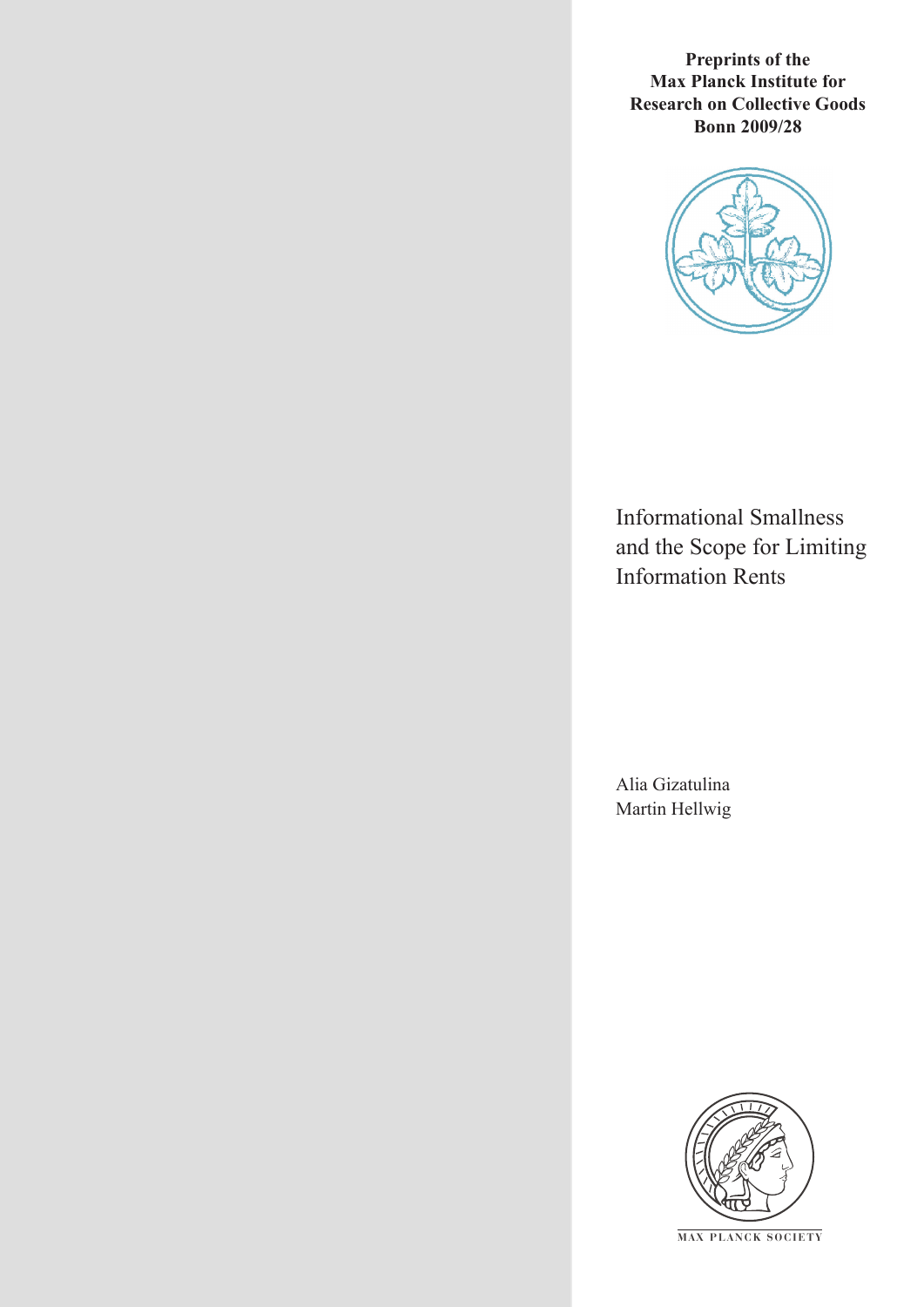**Preprints of the Max Planck Institute for Research on Collective Goods Bonn 2009/28**

# Informational Smallness and the Scope for Limiting Information Rents

Alia Gizatulina
Martin Hellwig

MAX PLANCK SOCIETY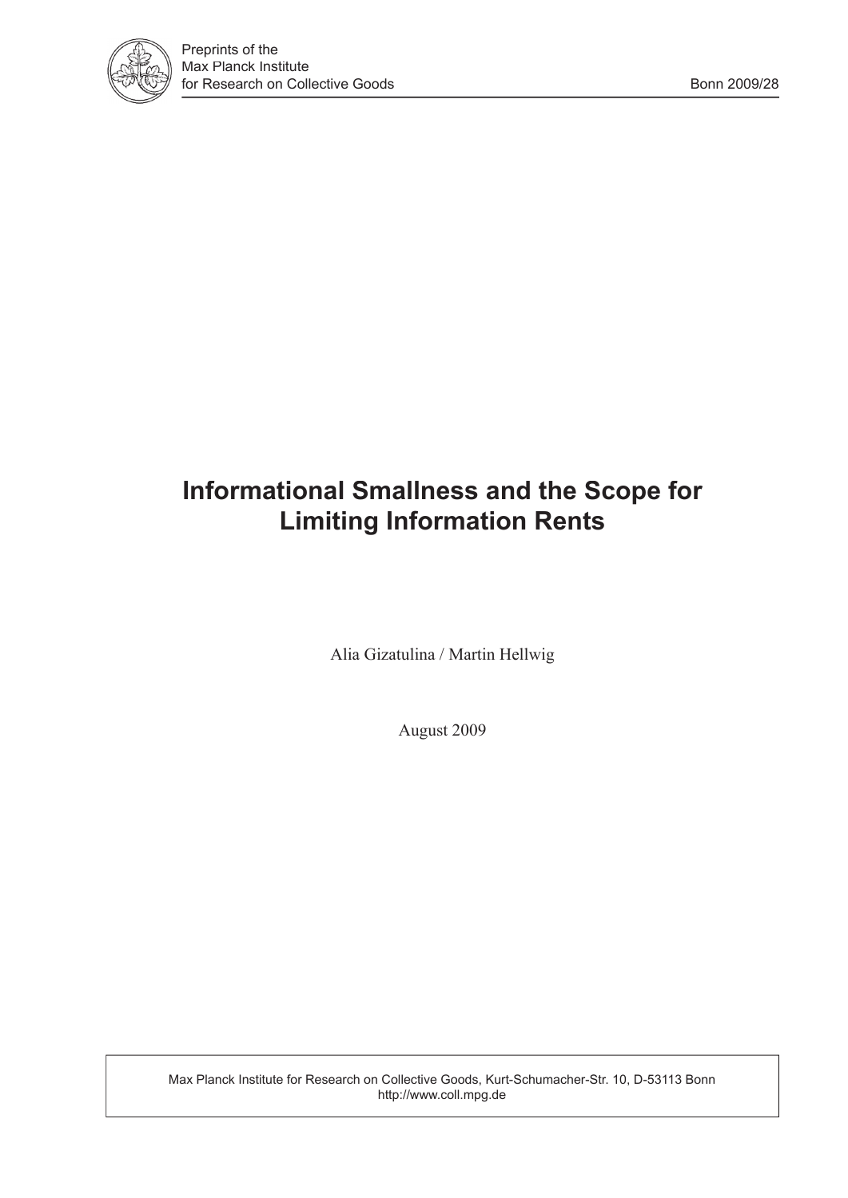Preprints of the
Max Planck Institute
for Research on Collective Goods

Bonn 2009/28

# Informational Smallness and the Scope for Limiting Information Rents

Alia Gizatulina / Martin Hellwig

August 2009

Max Planck Institute for Research on Collective Goods, Kurt-Schumacher-Str. 10, D-53113 Bonn
http://www.coll.mpg.de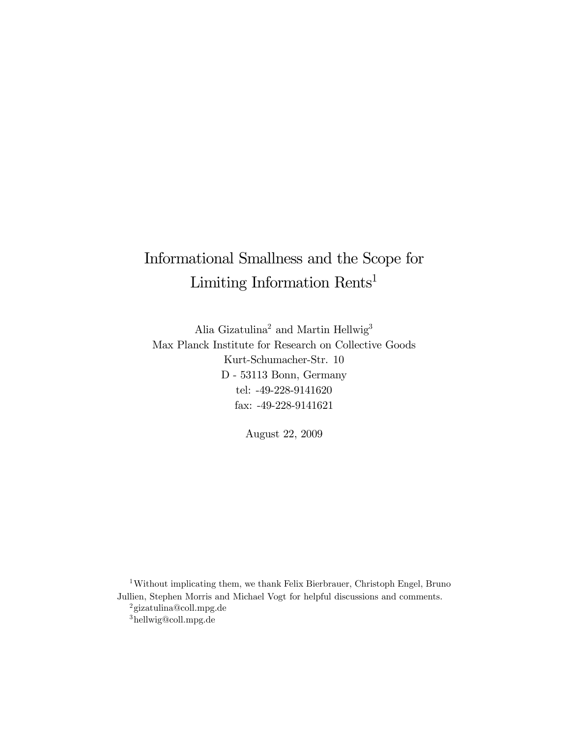# Informational Smallness and the Scope for Limiting Information Rents[1]

Alia Gizatulina[2] and Martin Hellwig[3]
Max Planck Institute for Research on Collective Goods
Kurt-Schumacher-Str. 10
D - 53113 Bonn, Germany
tel: -49-228-9141620
fax: -49-228-9141621

August 22, 2009

[1] Without implicating them, we thank Felix Bierbrauer, Christoph Engel, Bruno Jullien, Stephen Morris and Michael Vogt for helpful discussions and comments.

[2] gizatulina@coll.mpg.de

[3] hellwig@coll.mpg.de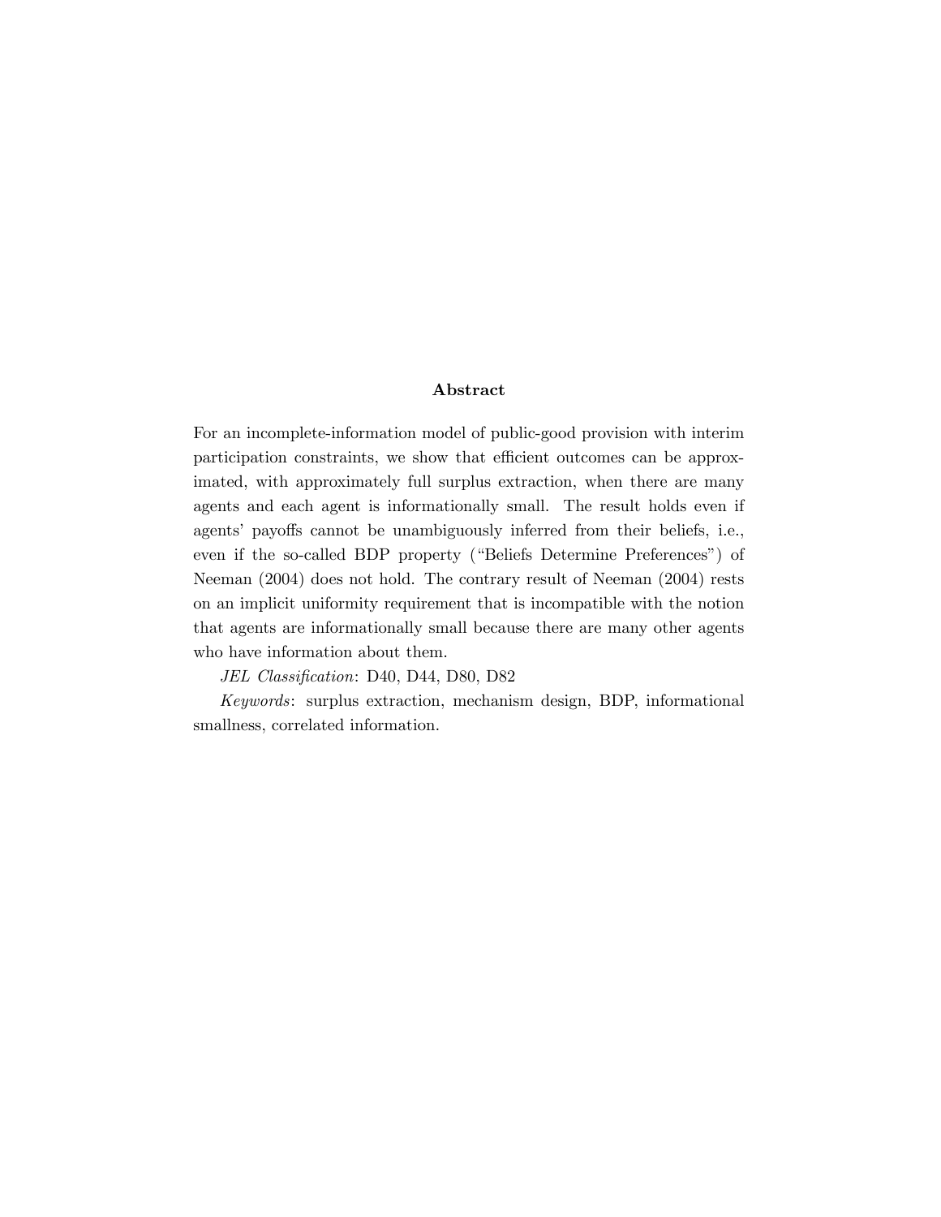## Abstract

For an incomplete-information model of public-good provision with interim participation constraints, we show that efficient outcomes can be approximated, with approximately full surplus extraction, when there are many agents and each agent is informationally small. The result holds even if agents' payoffs cannot be unambiguously inferred from their beliefs, i.e., even if the so-called BDP property ("Beliefs Determine Preferences") of Neeman (2004) does not hold. The contrary result of Neeman (2004) rests on an implicit uniformity requirement that is incompatible with the notion that agents are informationally small because there are many other agents who have information about them.

*JEL Classification*: D40, D44, D80, D82

*Keywords*: surplus extraction, mechanism design, BDP, informational smallness, correlated information.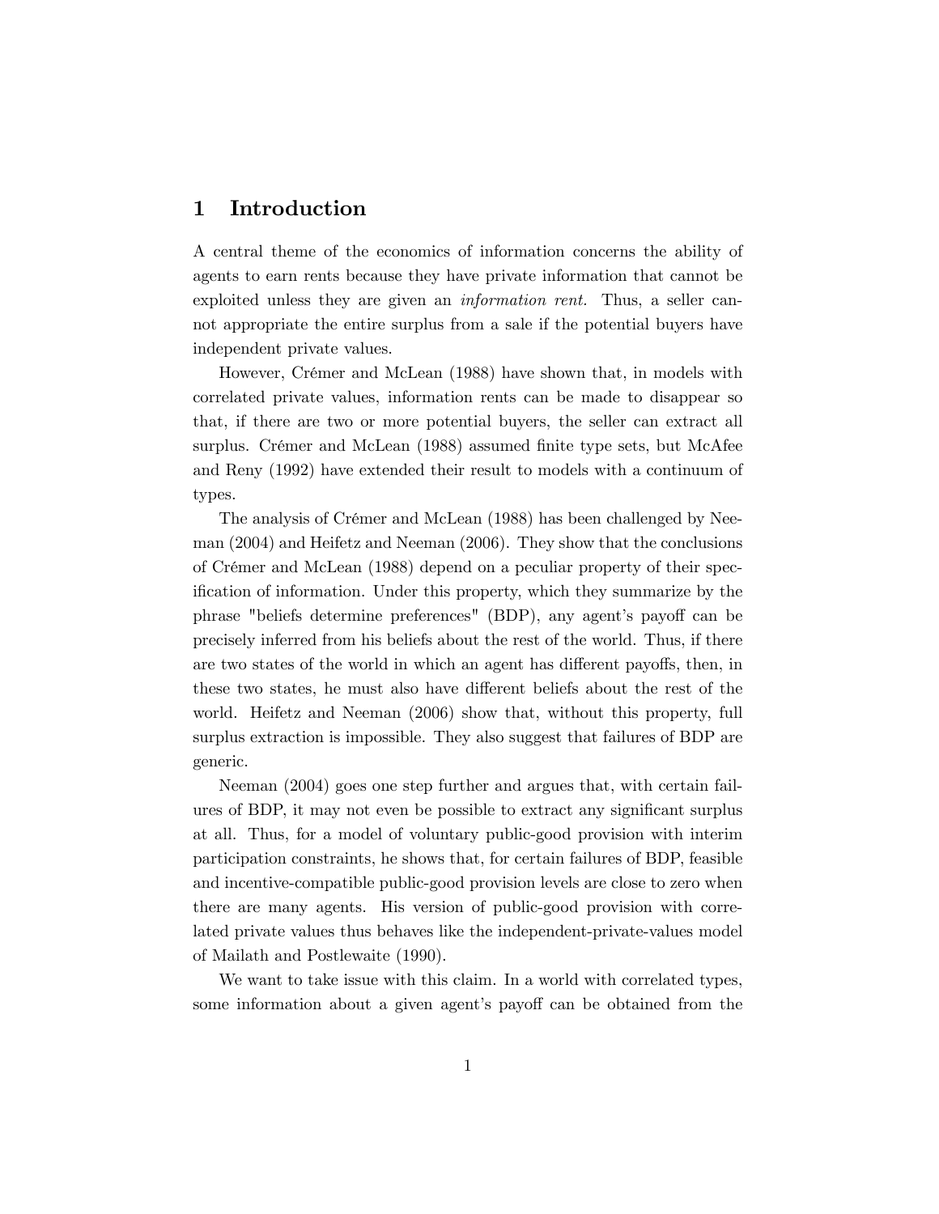# 1 Introduction

A central theme of the economics of information concerns the ability of agents to earn rents because they have private information that cannot be exploited unless they are given an *information rent*. Thus, a seller cannot appropriate the entire surplus from a sale if the potential buyers have independent private values.

However, Crémer and McLean (1988) have shown that, in models with correlated private values, information rents can be made to disappear so that, if there are two or more potential buyers, the seller can extract all surplus. Crémer and McLean (1988) assumed finite type sets, but McAfee and Reny (1992) have extended their result to models with a continuum of types.

The analysis of Crémer and McLean (1988) has been challenged by Neeman (2004) and Heifetz and Neeman (2006). They show that the conclusions of Crémer and McLean (1988) depend on a peculiar property of their specification of information. Under this property, which they summarize by the phrase "beliefs determine preferences" (BDP), any agent's payoff can be precisely inferred from his beliefs about the rest of the world. Thus, if there are two states of the world in which an agent has different payoffs, then, in these two states, he must also have different beliefs about the rest of the world. Heifetz and Neeman (2006) show that, without this property, full surplus extraction is impossible. They also suggest that failures of BDP are generic.

Neeman (2004) goes one step further and argues that, with certain failures of BDP, it may not even be possible to extract any significant surplus at all. Thus, for a model of voluntary public-good provision with interim participation constraints, he shows that, for certain failures of BDP, feasible and incentive-compatible public-good provision levels are close to zero when there are many agents. His version of public-good provision with correlated private values thus behaves like the independent-private-values model of Mailath and Postlewaite (1990).

We want to take issue with this claim. In a world with correlated types, some information about a given agent's payoff can be obtained from the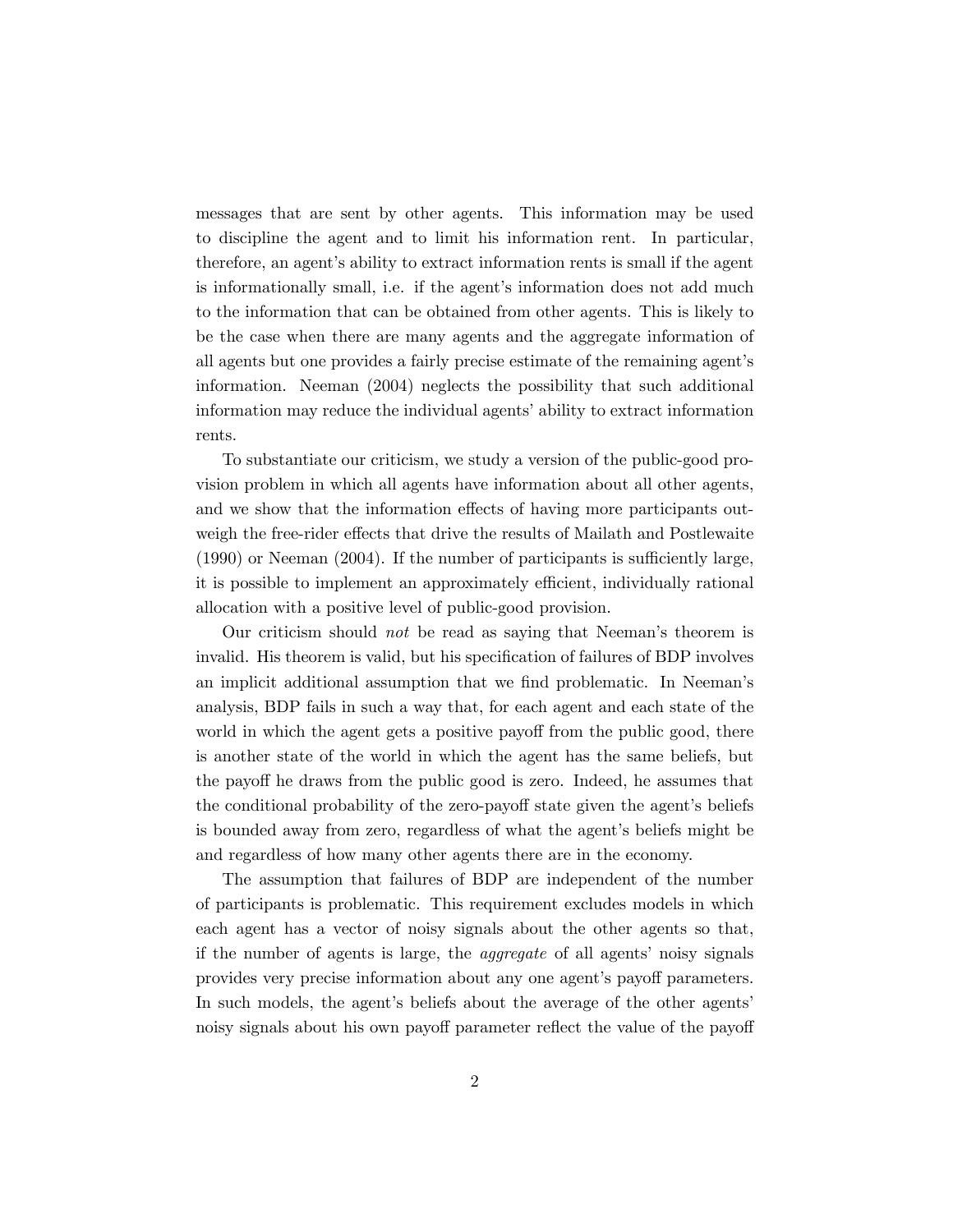messages that are sent by other agents. This information may be used to discipline the agent and to limit his information rent. In particular, therefore, an agent's ability to extract information rents is small if the agent is informationally small, i.e. if the agent's information does not add much to the information that can be obtained from other agents. This is likely to be the case when there are many agents and the aggregate information of all agents but one provides a fairly precise estimate of the remaining agent's information. Neeman (2004) neglects the possibility that such additional information may reduce the individual agents' ability to extract information rents.

To substantiate our criticism, we study a version of the public-good provision problem in which all agents have information about all other agents, and we show that the information effects of having more participants outweigh the free-rider effects that drive the results of Mailath and Postlewaite (1990) or Neeman (2004). If the number of participants is sufficiently large, it is possible to implement an approximately efficient, individually rational allocation with a positive level of public-good provision.

Our criticism should *not* be read as saying that Neeman's theorem is invalid. His theorem is valid, but his specification of failures of BDP involves an implicit additional assumption that we find problematic. In Neeman's analysis, BDP fails in such a way that, for each agent and each state of the world in which the agent gets a positive payoff from the public good, there is another state of the world in which the agent has the same beliefs, but the payoff he draws from the public good is zero. Indeed, he assumes that the conditional probability of the zero-payoff state given the agent's beliefs is bounded away from zero, regardless of what the agent's beliefs might be and regardless of how many other agents there are in the economy.

The assumption that failures of BDP are independent of the number of participants is problematic. This requirement excludes models in which each agent has a vector of noisy signals about the other agents so that, if the number of agents is large, the *aggregate* of all agents' noisy signals provides very precise information about any one agent's payoff parameters. In such models, the agent's beliefs about the average of the other agents' noisy signals about his own payoff parameter reflect the value of the payoff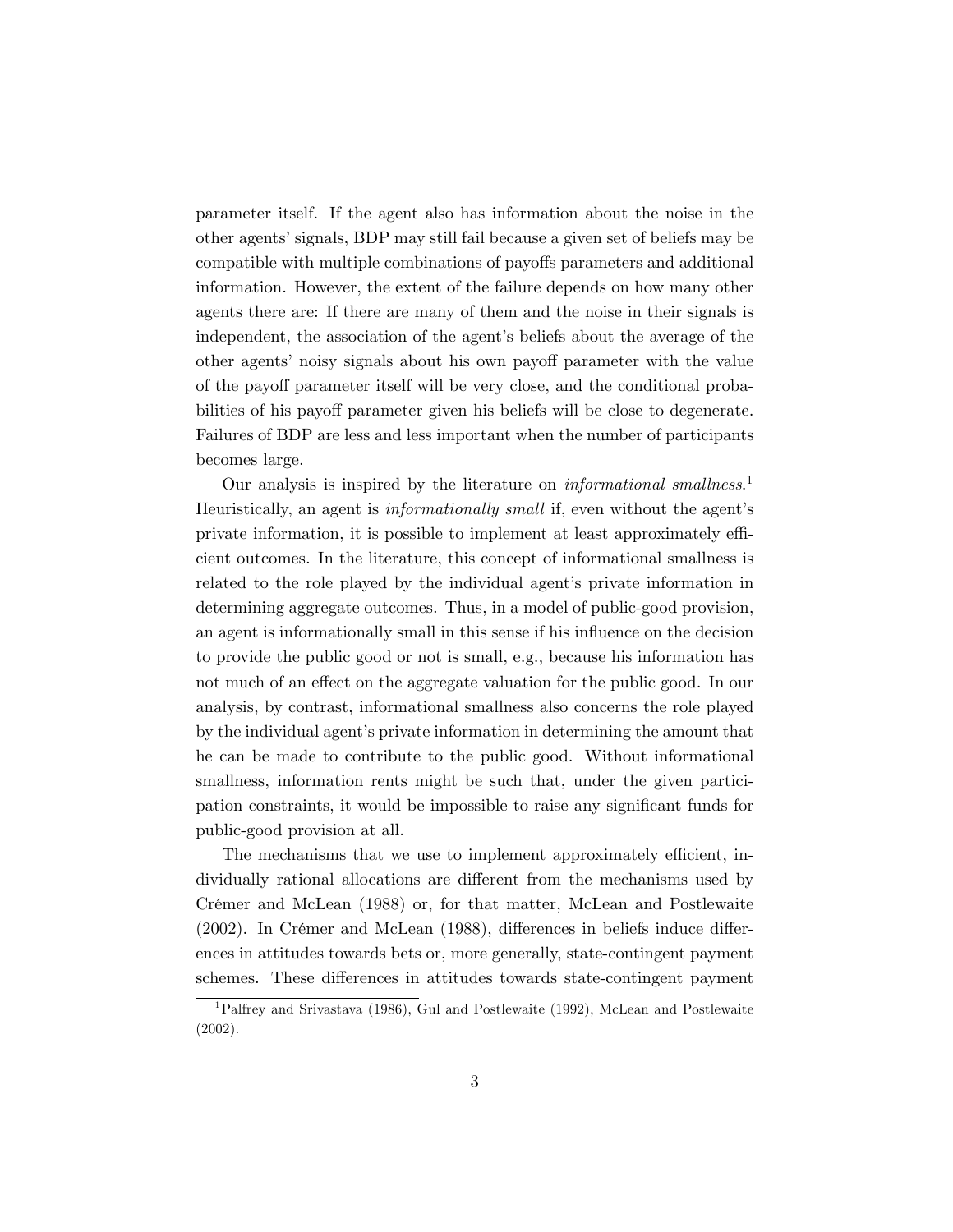parameter itself. If the agent also has information about the noise in the other agents' signals, BDP may still fail because a given set of beliefs may be compatible with multiple combinations of payoffs parameters and additional information. However, the extent of the failure depends on how many other agents there are: If there are many of them and the noise in their signals is independent, the association of the agent's beliefs about the average of the other agents' noisy signals about his own payoff parameter with the value of the payoff parameter itself will be very close, and the conditional probabilities of his payoff parameter given his beliefs will be close to degenerate. Failures of BDP are less and less important when the number of participants becomes large.

Our analysis is inspired by the literature on *informational smallness*.[1] Heuristically, an agent is *informationally small* if, even without the agent's private information, it is possible to implement at least approximately efficient outcomes. In the literature, this concept of informational smallness is related to the role played by the individual agent's private information in determining aggregate outcomes. Thus, in a model of public-good provision, an agent is informationally small in this sense if his influence on the decision to provide the public good or not is small, e.g., because his information has not much of an effect on the aggregate valuation for the public good. In our analysis, by contrast, informational smallness also concerns the role played by the individual agent's private information in determining the amount that he can be made to contribute to the public good. Without informational smallness, information rents might be such that, under the given participation constraints, it would be impossible to raise any significant funds for public-good provision at all.

The mechanisms that we use to implement approximately efficient, individually rational allocations are different from the mechanisms used by Crémer and McLean (1988) or, for that matter, McLean and Postlewaite (2002). In Crémer and McLean (1988), differences in beliefs induce differences in attitudes towards bets or, more generally, state-contingent payment schemes. These differences in attitudes towards state-contingent payment

[1] Palfrey and Srivastava (1986), Gul and Postlewaite (1992), McLean and Postlewaite (2002).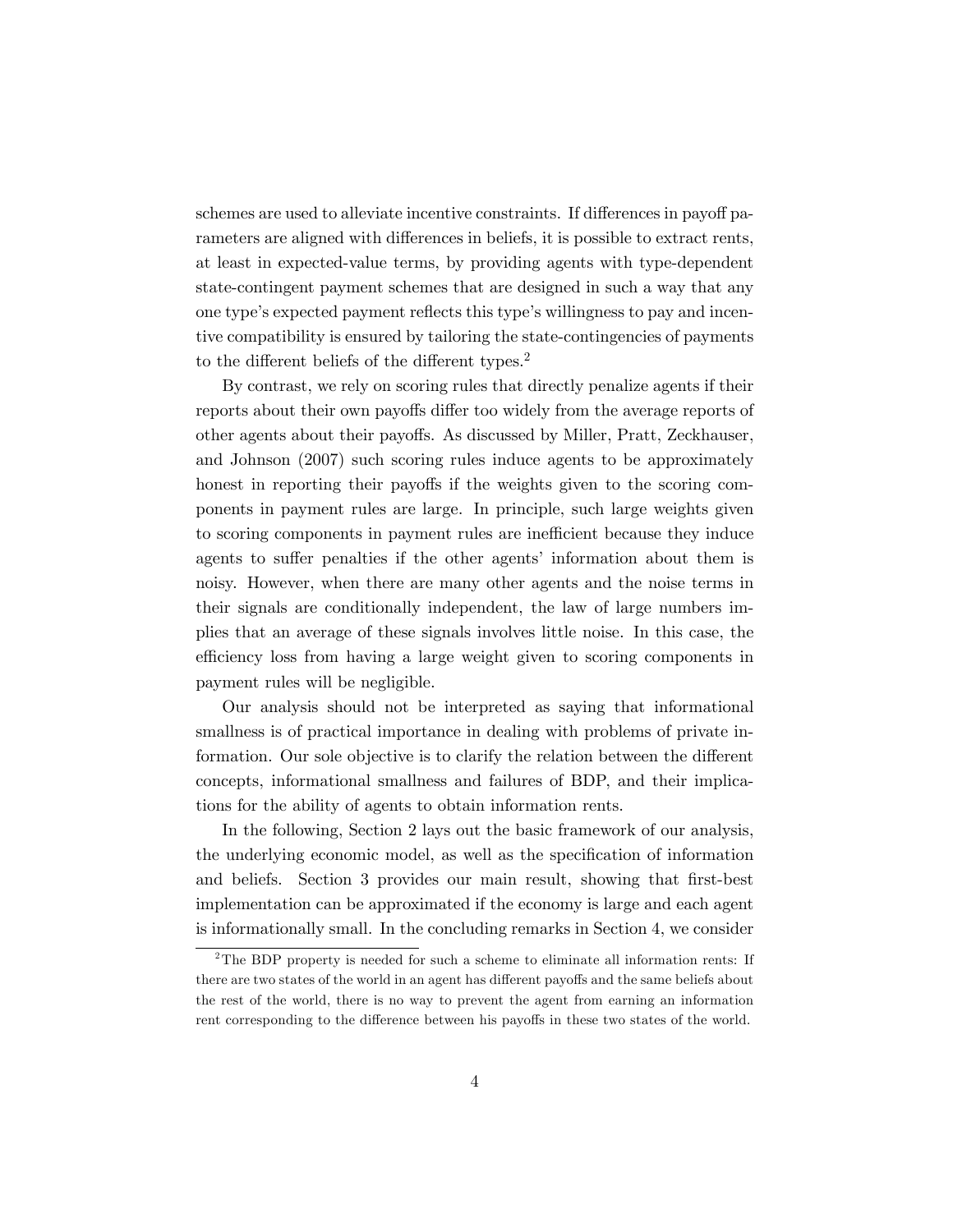schemes are used to alleviate incentive constraints. If differences in payoff parameters are aligned with differences in beliefs, it is possible to extract rents, at least in expected-value terms, by providing agents with type-dependent state-contingent payment schemes that are designed in such a way that any one type's expected payment reflects this type's willingness to pay and incentive compatibility is ensured by tailoring the state-contingencies of payments to the different beliefs of the different types.[2]

By contrast, we rely on scoring rules that directly penalize agents if their reports about their own payoffs differ too widely from the average reports of other agents about their payoffs. As discussed by Miller, Pratt, Zeckhauser, and Johnson (2007) such scoring rules induce agents to be approximately honest in reporting their payoffs if the weights given to the scoring components in payment rules are large. In principle, such large weights given to scoring components in payment rules are inefficient because they induce agents to suffer penalties if the other agents' information about them is noisy. However, when there are many other agents and the noise terms in their signals are conditionally independent, the law of large numbers implies that an average of these signals involves little noise. In this case, the efficiency loss from having a large weight given to scoring components in payment rules will be negligible.

Our analysis should not be interpreted as saying that informational smallness is of practical importance in dealing with problems of private information. Our sole objective is to clarify the relation between the different concepts, informational smallness and failures of BDP, and their implications for the ability of agents to obtain information rents.

In the following, Section 2 lays out the basic framework of our analysis, the underlying economic model, as well as the specification of information and beliefs. Section 3 provides our main result, showing that first-best implementation can be approximated if the economy is large and each agent is informationally small. In the concluding remarks in Section 4, we consider

[2] The BDP property is needed for such a scheme to eliminate all information rents: If there are two states of the world in an agent has different payoffs and the same beliefs about the rest of the world, there is no way to prevent the agent from earning an information rent corresponding to the difference between his payoffs in these two states of the world.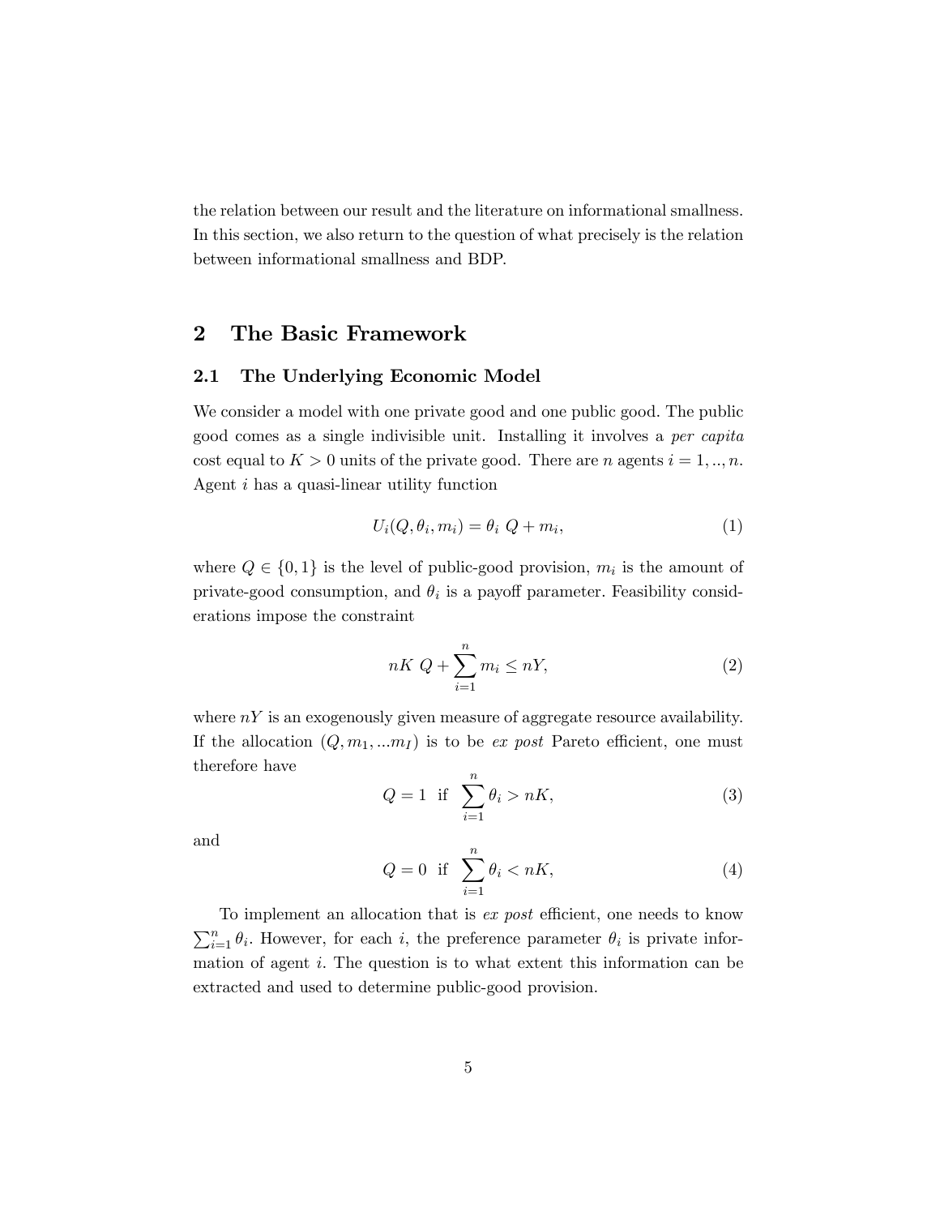the relation between our result and the literature on informational smallness. In this section, we also return to the question of what precisely is the relation between informational smallness and BDP.

## 2 The Basic Framework

### 2.1 The Underlying Economic Model

We consider a model with one private good and one public good. The public good comes as a single indivisible unit. Installing it involves a *per capita* cost equal to $K > 0$ units of the private good. There are $n$ agents $i = 1, .., n$. Agent $i$ has a quasi-linear utility function

$$U_i(Q, \theta_i, m_i) = \theta_i \ Q + m_i, \tag{1}$$

where $Q \in \{0, 1\}$ is the level of public-good provision, $m_i$ is the amount of private-good consumption, and $\theta_i$ is a payoff parameter. Feasibility considerations impose the constraint

$$nK \ Q + \sum_{i=1}^{n} m_i \leq nY, \tag{2}$$

where $nY$ is an exogenously given measure of aggregate resource availability. If the allocation $(Q, m_1, ...m_I)$ is to be *ex post* Pareto efficient, one must therefore have

$$Q = 1 \ \text{ if } \ \sum_{i=1}^{n} \theta_i > nK, \tag{3}$$

and

$$Q = 0 \ \text{ if } \ \sum_{i=1}^{n} \theta_i < nK, \tag{4}$$

To implement an allocation that is *ex post* efficient, one needs to know $\sum_{i=1}^{n} \theta_i$. However, for each $i$, the preference parameter $\theta_i$ is private information of agent $i$. The question is to what extent this information can be extracted and used to determine public-good provision.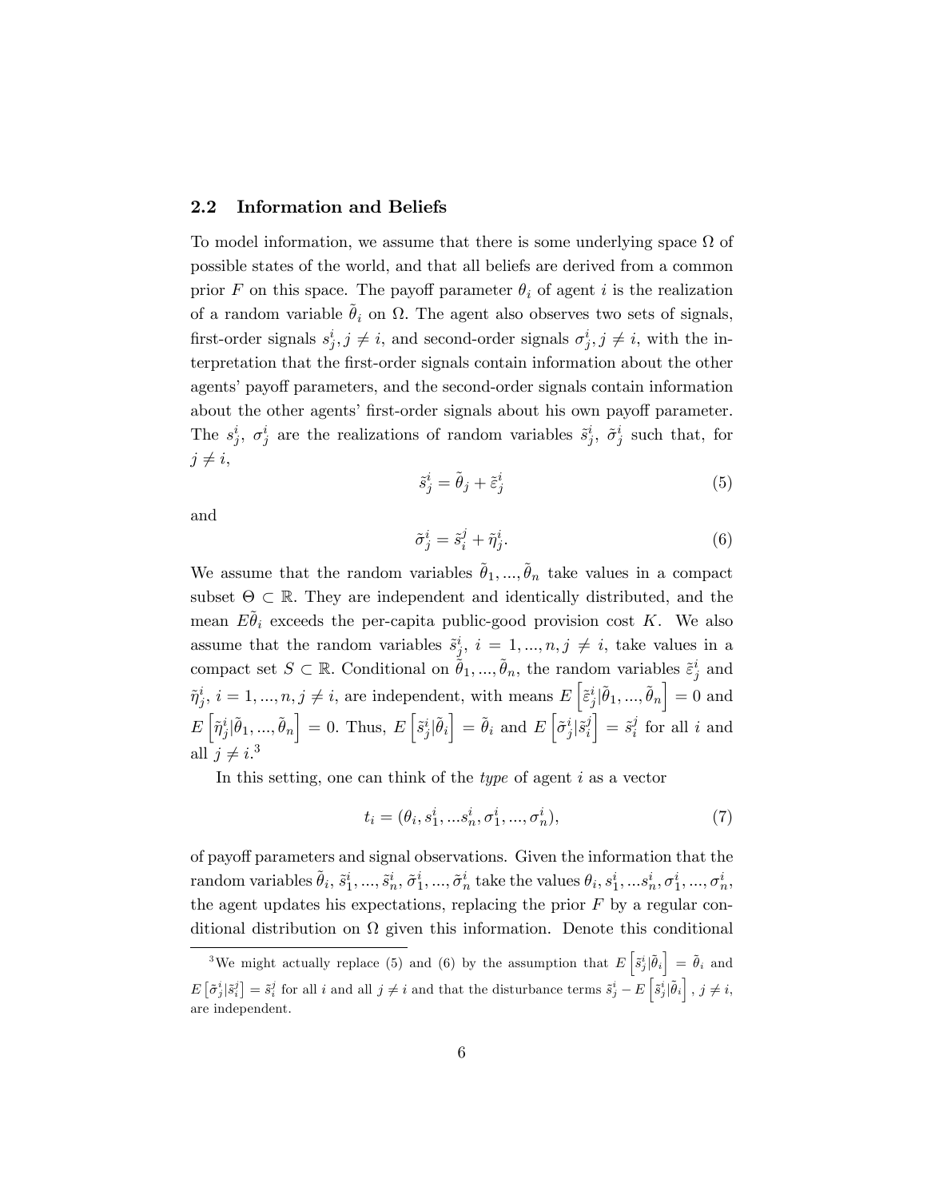### 2.2 Information and Beliefs

To model information, we assume that there is some underlying space $\Omega$ of possible states of the world, and that all beliefs are derived from a common prior $F$ on this space. The payoff parameter $\theta_i$ of agent $i$ is the realization of a random variable $\tilde{\theta}_i$ on $\Omega$. The agent also observes two sets of signals, first-order signals $s^i_j, j \neq i$, and second-order signals $\sigma^i_j, j \neq i$, with the interpretation that the first-order signals contain information about the other agents' payoff parameters, and the second-order signals contain information about the other agents' first-order signals about his own payoff parameter. The $s^i_j$, $\sigma^i_j$ are the realizations of random variables $\tilde{s}^i_j$, $\tilde{\sigma}^i_j$ such that, for $j \neq i$,

$$\tilde{s}^i_j = \tilde{\theta}_j + \tilde{\varepsilon}^i_j \tag{5}$$

and

$$\tilde{\sigma}^i_j = \tilde{s}^j_i + \tilde{\eta}^i_j. \tag{6}$$

We assume that the random variables $\tilde{\theta}_1, ..., \tilde{\theta}_n$ take values in a compact subset $\Theta \subset \mathbb{R}$. They are independent and identically distributed, and the mean $E\tilde{\theta}_i$ exceeds the per-capita public-good provision cost $K$. We also assume that the random variables $\tilde{s}^i_j$, $i = 1, ..., n, j \neq i$, take values in a compact set $S \subset \mathbb{R}$. Conditional on $\tilde{\theta}_1, ..., \tilde{\theta}_n$, the random variables $\tilde{\varepsilon}^i_j$ and $\tilde{\eta}^i_j$, $i = 1, ..., n, j \neq i$, are independent, with means $E\left[\tilde{\varepsilon}^i_j|\tilde{\theta}_1, ..., \tilde{\theta}_n\right] = 0$ and $E\left[\tilde{\eta}^i_j|\tilde{\theta}_1, ..., \tilde{\theta}_n\right] = 0$. Thus, $E\left[\tilde{s}^i_j|\tilde{\theta}_i\right] = \tilde{\theta}_i$ and $E\left[\tilde{\sigma}^i_j|\tilde{s}^j_i\right] = \tilde{s}^j_i$ for all $i$ and all $j \neq i$.[3]

In this setting, one can think of the *type* of agent $i$ as a vector

$$t_i = (\theta_i, s^i_1, ...s^i_n, \sigma^i_1, ..., \sigma^i_n), \tag{7}$$

of payoff parameters and signal observations. Given the information that the random variables $\tilde{\theta}_i$, $\tilde{s}^i_1, ..., \tilde{s}^i_n$, $\tilde{\sigma}^i_1, ..., \tilde{\sigma}^i_n$ take the values $\theta_i, s^i_1, ...s^i_n, \sigma^i_1, ..., \sigma^i_n$, the agent updates his expectations, replacing the prior $F$ by a regular conditional distribution on $\Omega$ given this information. Denote this conditional

---

[3] We might actually replace (5) and (6) by the assumption that $E\left[\tilde{s}^i_j|\tilde{\theta}_i\right] = \tilde{\theta}_i$ and $E\left[\tilde{\sigma}^i_j|\tilde{s}^j_i\right] = \tilde{s}^j_i$ for all $i$ and all $j \neq i$ and that the disturbance terms $\tilde{s}^i_j - E\left[\tilde{s}^i_j|\tilde{\theta}_i\right]$, $j \neq i$, are independent.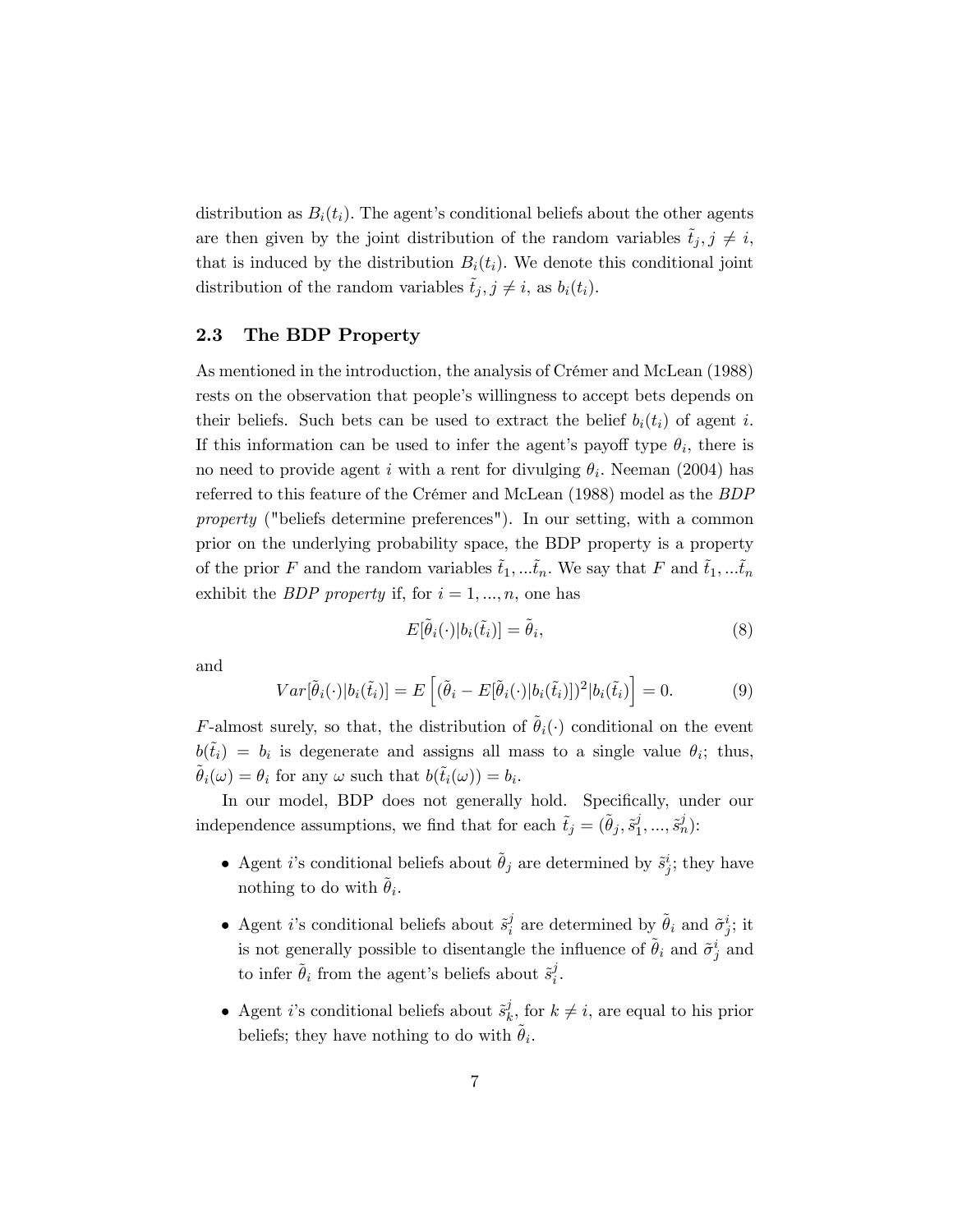distribution as $B_i(t_i)$. The agent's conditional beliefs about the other agents are then given by the joint distribution of the random variables $\tilde{t}_j, j \neq i$, that is induced by the distribution $B_i(t_i)$. We denote this conditional joint distribution of the random variables $\tilde{t}_j, j \neq i$, as $b_i(t_i)$.

### 2.3 The BDP Property

As mentioned in the introduction, the analysis of Crémer and McLean (1988) rests on the observation that people's willingness to accept bets depends on their beliefs. Such bets can be used to extract the belief $b_i(t_i)$ of agent $i$. If this information can be used to infer the agent's payoff type $\theta_i$, there is no need to provide agent $i$ with a rent for divulging $\theta_i$. Neeman (2004) has referred to this feature of the Crémer and McLean (1988) model as the *BDP property* ("beliefs determine preferences"). In our setting, with a common prior on the underlying probability space, the BDP property is a property of the prior $F$ and the random variables $\tilde{t}_1, ...\tilde{t}_n$. We say that $F$ and $\tilde{t}_1, ...\tilde{t}_n$ exhibit the *BDP property* if, for $i = 1, ..., n$, one has

$$E[\tilde{\theta}_i(\cdot)|b_i(\tilde{t}_i)] = \tilde{\theta}_i, \tag{8}$$

and

$$Var[\tilde{\theta}_i(\cdot)|b_i(\tilde{t}_i)] = E\left[(\tilde{\theta}_i - E[\tilde{\theta}_i(\cdot)|b_i(\tilde{t}_i)])^2|b_i(\tilde{t}_i)\right] = 0. \tag{9}$$

$F$-almost surely, so that, the distribution of $\tilde{\theta}_i(\cdot)$ conditional on the event $b(\tilde{t}_i) = b_i$ is degenerate and assigns all mass to a single value $\theta_i$; thus, $\tilde{\theta}_i(\omega) = \theta_i$ for any $\omega$ such that $b(\tilde{t}_i(\omega)) = b_i$.

In our model, BDP does not generally hold. Specifically, under our independence assumptions, we find that for each $\tilde{t}_j = (\tilde{\theta}_j, \tilde{s}^j_1, ..., \tilde{s}^j_n)$:

- Agent $i$'s conditional beliefs about $\tilde{\theta}_j$ are determined by $\tilde{s}^i_j$; they have nothing to do with $\tilde{\theta}_i$.
- Agent $i$'s conditional beliefs about $\tilde{s}^j_i$ are determined by $\tilde{\theta}_i$ and $\tilde{\sigma}^i_j$; it is not generally possible to disentangle the influence of $\tilde{\theta}_i$ and $\tilde{\sigma}^i_j$ and to infer $\tilde{\theta}_i$ from the agent's beliefs about $\tilde{s}^j_i$.
- Agent $i$'s conditional beliefs about $\tilde{s}^j_k$, for $k \neq i$, are equal to his prior beliefs; they have nothing to do with $\tilde{\theta}_i$.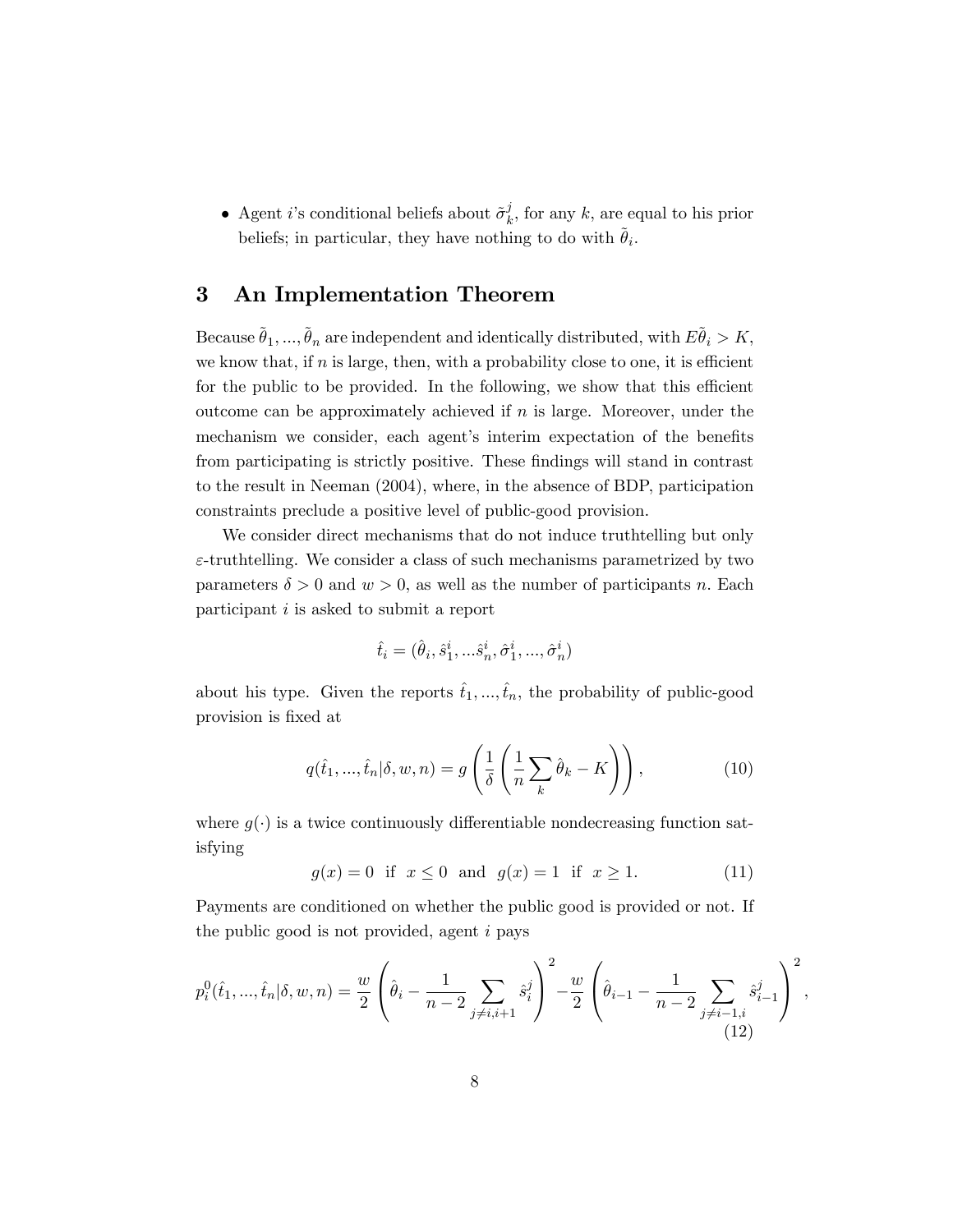- Agent $i$'s conditional beliefs about $\tilde{\sigma}_k^j$, for any $k$, are equal to his prior beliefs; in particular, they have nothing to do with $\tilde{\theta}_i$.

## 3 An Implementation Theorem

Because $\tilde{\theta}_1, ..., \tilde{\theta}_n$ are independent and identically distributed, with $E\tilde{\theta}_i > K$, we know that, if $n$ is large, then, with a probability close to one, it is efficient for the public to be provided. In the following, we show that this efficient outcome can be approximately achieved if $n$ is large. Moreover, under the mechanism we consider, each agent's interim expectation of the benefits from participating is strictly positive. These findings will stand in contrast to the result in Neeman (2004), where, in the absence of BDP, participation constraints preclude a positive level of public-good provision.

We consider direct mechanisms that do not induce truthtelling but only $\varepsilon$-truthtelling. We consider a class of such mechanisms parametrized by two parameters $\delta > 0$ and $w > 0$, as well as the number of participants $n$. Each participant $i$ is asked to submit a report

$$\hat{t}_i = (\hat{\theta}_i, \hat{s}_1^i, ...\hat{s}_n^i, \hat{\sigma}_1^i, ..., \hat{\sigma}_n^i)$$

about his type. Given the reports $\hat{t}_1, ..., \hat{t}_n$, the probability of public-good provision is fixed at

$$q(\hat{t}_1, ..., \hat{t}_n | \delta, w, n) = g\left(\frac{1}{\delta}\left(\frac{1}{n}\sum_k \hat{\theta}_k - K\right)\right), \tag{10}$$

where $g(\cdot)$ is a twice continuously differentiable nondecreasing function satisfying

$$g(x) = 0 \text{ if } x \leq 0 \text{ and } g(x) = 1 \text{ if } x \geq 1. \tag{11}$$

Payments are conditioned on whether the public good is provided or not. If the public good is not provided, agent $i$ pays

$$p_i^0(\hat{t}_1, ..., \hat{t}_n | \delta, w, n) = \frac{w}{2}\left(\hat{\theta}_i - \frac{1}{n-2}\sum_{j \neq i, i+1} \hat{s}_i^j\right)^2 - \frac{w}{2}\left(\hat{\theta}_{i-1} - \frac{1}{n-2}\sum_{j \neq i-1, i} \hat{s}_{i-1}^j\right)^2, \tag{12}$$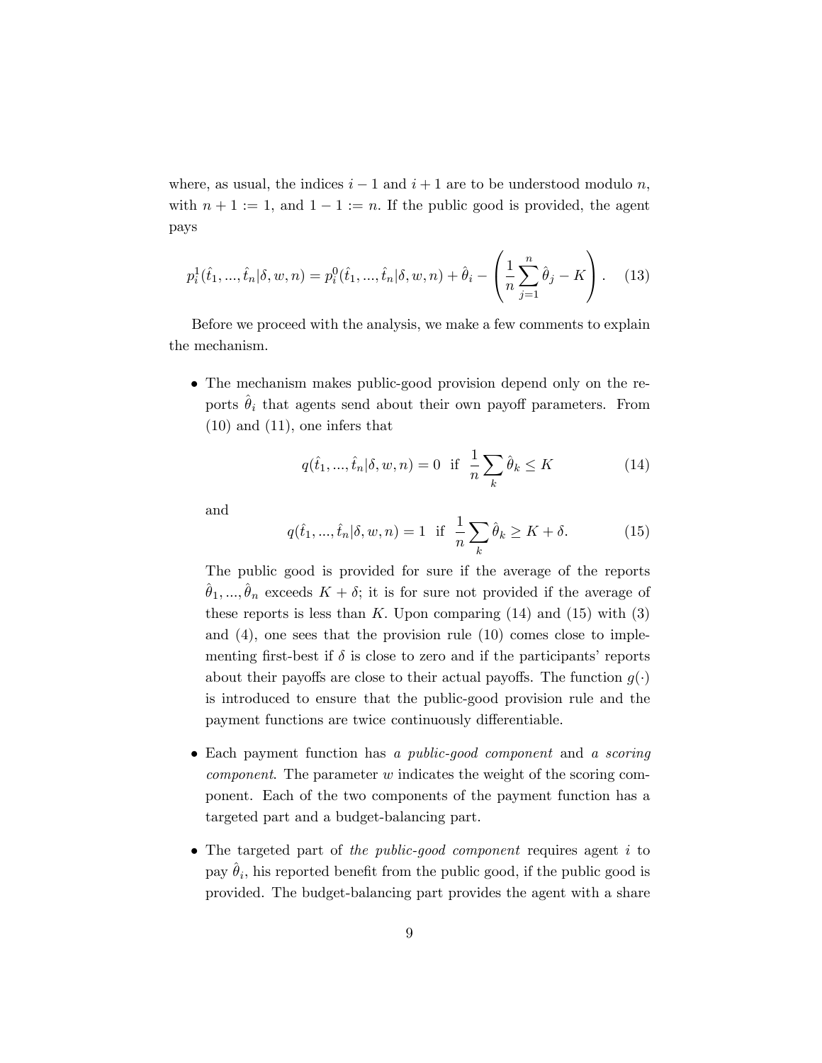where, as usual, the indices $i-1$ and $i+1$ are to be understood modulo $n$, with $n+1 := 1$, and $1-1 := n$. If the public good is provided, the agent pays

$$p_i^1(\hat{t}_1, ..., \hat{t}_n|\delta, w, n) = p_i^0(\hat{t}_1, ..., \hat{t}_n|\delta, w, n) + \hat{\theta}_i - \left(\frac{1}{n}\sum_{j=1}^{n}\hat{\theta}_j - K\right). \quad (13)$$

Before we proceed with the analysis, we make a few comments to explain the mechanism.

- The mechanism makes public-good provision depend only on the reports $\hat{\theta}_i$ that agents send about their own payoff parameters. From (10) and (11), one infers that

$$q(\hat{t}_1, ..., \hat{t}_n|\delta, w, n) = 0 \text{ if } \frac{1}{n}\sum_k \hat{\theta}_k \leq K \quad (14)$$

  and

$$q(\hat{t}_1, ..., \hat{t}_n|\delta, w, n) = 1 \text{ if } \frac{1}{n}\sum_k \hat{\theta}_k \geq K + \delta. \quad (15)$$

  The public good is provided for sure if the average of the reports $\hat{\theta}_1, ..., \hat{\theta}_n$ exceeds $K + \delta$; it is for sure not provided if the average of these reports is less than $K$. Upon comparing (14) and (15) with (3) and (4), one sees that the provision rule (10) comes close to implementing first-best if $\delta$ is close to zero and if the participants' reports about their payoffs are close to their actual payoffs. The function $g(\cdot)$ is introduced to ensure that the public-good provision rule and the payment functions are twice continuously differentiable.

- Each payment function has *a public-good component* and *a scoring component*. The parameter $w$ indicates the weight of the scoring component. Each of the two components of the payment function has a targeted part and a budget-balancing part.

- The targeted part of *the public-good component* requires agent $i$ to pay $\hat{\theta}_i$, his reported benefit from the public good, if the public good is provided. The budget-balancing part provides the agent with a share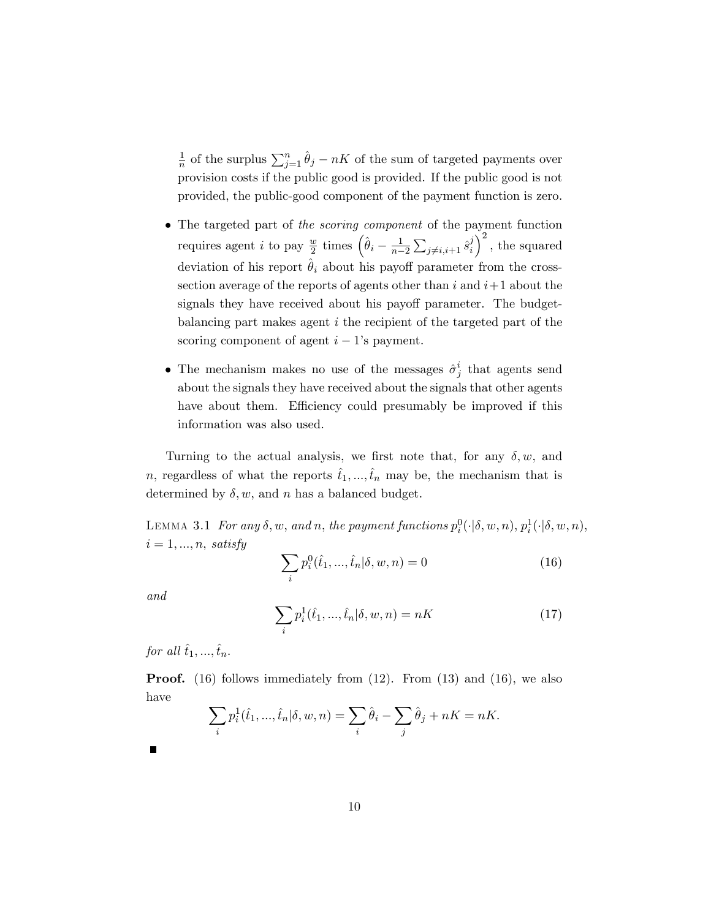$\frac{1}{n}$ of the surplus $\sum_{j=1}^{n} \hat{\theta}_j - nK$ of the sum of targeted payments over provision costs if the public good is provided. If the public good is not provided, the public-good component of the payment function is zero.

- The targeted part of *the scoring component* of the payment function requires agent $i$ to pay $\frac{w}{2}$ times $\left(\hat{\theta}_i - \frac{1}{n-2}\sum_{j \neq i,i+1} \hat{s}_i^j\right)^2$, the squared deviation of his report $\hat{\theta}_i$ about his payoff parameter from the cross-section average of the reports of agents other than $i$ and $i+1$ about the signals they have received about his payoff parameter. The budget-balancing part makes agent $i$ the recipient of the targeted part of the scoring component of agent $i-1$'s payment.

- The mechanism makes no use of the messages $\hat{\sigma}_j^i$ that agents send about the signals they have received about the signals that other agents have about them. Efficiency could presumably be improved if this information was also used.

Turning to the actual analysis, we first note that, for any $\delta, w$, and $n$, regardless of what the reports $\hat{t}_1, ..., \hat{t}_n$ may be, the mechanism that is determined by $\delta, w$, and $n$ has a balanced budget.

Lemma 3.1 *For any $\delta, w$, and $n$, the payment functions $p_i^0(\cdot|\delta, w, n)$, $p_i^1(\cdot|\delta, w, n)$, $i = 1, ..., n$, satisfy*

$$\sum_i p_i^0(\hat{t}_1, ..., \hat{t}_n|\delta, w, n) = 0 \tag{16}$$

*and*

$$\sum_i p_i^1(\hat{t}_1, ..., \hat{t}_n|\delta, w, n) = nK \tag{17}$$

*for all $\hat{t}_1, ..., \hat{t}_n$.*

**Proof.** (16) follows immediately from (12). From (13) and (16), we also have

$$\sum_i p_i^1(\hat{t}_1, ..., \hat{t}_n|\delta, w, n) = \sum_i \hat{\theta}_i - \sum_j \hat{\theta}_j + nK = nK.$$

■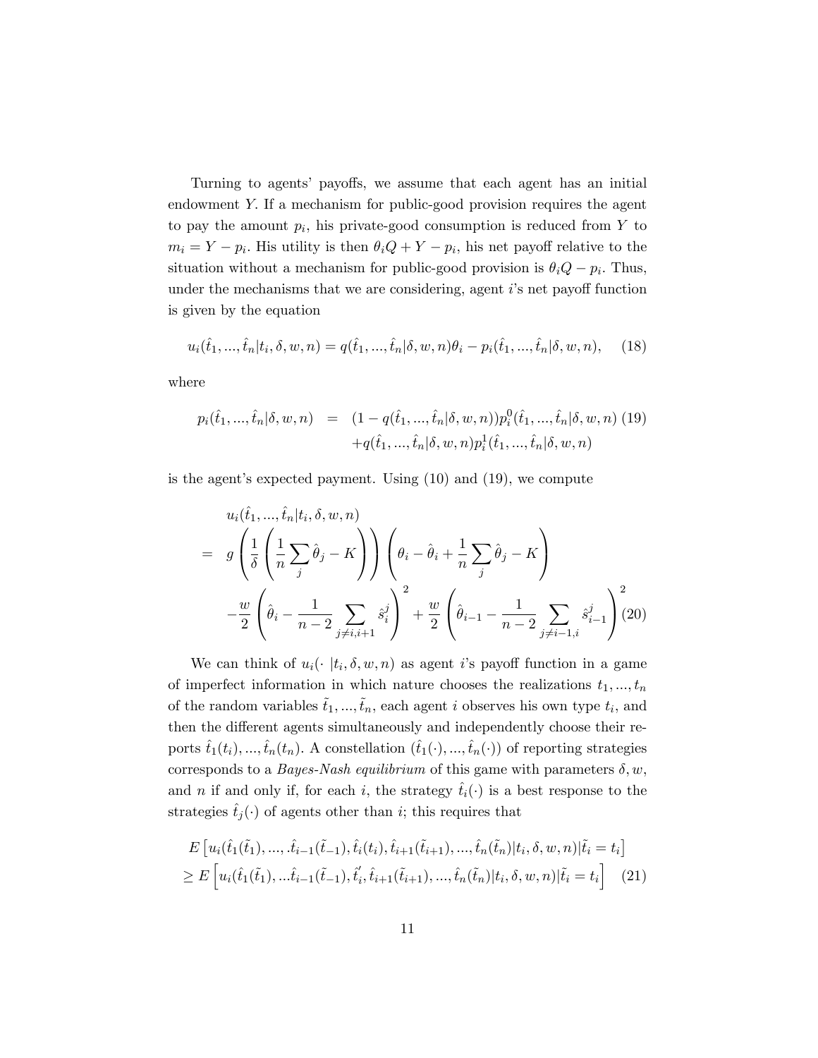Turning to agents' payoffs, we assume that each agent has an initial endowment $Y$. If a mechanism for public-good provision requires the agent to pay the amount $p_i$, his private-good consumption is reduced from $Y$ to $m_i = Y - p_i$. His utility is then $\theta_i Q + Y - p_i$, his net payoff relative to the situation without a mechanism for public-good provision is $\theta_i Q - p_i$. Thus, under the mechanisms that we are considering, agent $i$'s net payoff function is given by the equation

$$u_i(\hat{t}_1, ..., \hat{t}_n | t_i, \delta, w, n) = q(\hat{t}_1, ..., \hat{t}_n | \delta, w, n)\theta_i - p_i(\hat{t}_1, ..., \hat{t}_n | \delta, w, n), \tag{18}$$

where

$$\begin{aligned} p_i(\hat{t}_1, ..., \hat{t}_n | \delta, w, n) \quad &= \quad (1 - q(\hat{t}_1, ..., \hat{t}_n | \delta, w, n)) p_i^0(\hat{t}_1, ..., \hat{t}_n | \delta, w, n) \\ &\quad + q(\hat{t}_1, ..., \hat{t}_n | \delta, w, n) p_i^1(\hat{t}_1, ..., \hat{t}_n | \delta, w, n) \end{aligned} \tag{19}$$

is the agent's expected payment. Using (10) and (19), we compute

$$\begin{aligned} & u_i(\hat{t}_1, ..., \hat{t}_n | t_i, \delta, w, n) \\ = \quad & g\left(\frac{1}{\delta}\left(\frac{1}{n}\sum_j \hat{\theta}_j - K\right)\right)\left(\theta_i - \hat{\theta}_i + \frac{1}{n}\sum_j \hat{\theta}_j - K\right) \\ & -\frac{w}{2}\left(\hat{\theta}_i - \frac{1}{n-2}\sum_{j \neq i, i+1} \hat{s}_i^j\right)^2 + \frac{w}{2}\left(\hat{\theta}_{i-1} - \frac{1}{n-2}\sum_{j \neq i-1, i} \hat{s}_{i-1}^j\right)^2 \end{aligned} \tag{20}$$

We can think of $u_i(\cdot \; | t_i, \delta, w, n)$ as agent $i$'s payoff function in a game of imperfect information in which nature chooses the realizations $t_1, ..., t_n$ of the random variables $\tilde{t}_1, ..., \tilde{t}_n$, each agent $i$ observes his own type $t_i$, and then the different agents simultaneously and independently choose their reports $\hat{t}_1(t_i), ..., \hat{t}_n(t_n)$. A constellation $(\hat{t}_1(\cdot), ..., \hat{t}_n(\cdot))$ of reporting strategies corresponds to a *Bayes-Nash equilibrium* of this game with parameters $\delta, w$, and $n$ if and only if, for each $i$, the strategy $\hat{t}_i(\cdot)$ is a best response to the strategies $\hat{t}_j(\cdot)$ of agents other than $i$; this requires that

$$\begin{aligned} & E\left[u_i(\hat{t}_1(\tilde{t}_1), ..., .\hat{t}_{i-1}(\tilde{t}_{-1}), \hat{t}_i(t_i), \hat{t}_{i+1}(\tilde{t}_{i+1}), ..., \hat{t}_n(\tilde{t}_n) | t_i, \delta, w, n) | \tilde{t}_i = t_i\right] \\ \geq \; & E\left[u_i(\hat{t}_1(\tilde{t}_1), ...\hat{t}_{i-1}(\tilde{t}_{-1}), \hat{t}_i', \hat{t}_{i+1}(\tilde{t}_{i+1}), ..., \hat{t}_n(\tilde{t}_n) | t_i, \delta, w, n) | \tilde{t}_i = t_i\right] \end{aligned} \tag{21}$$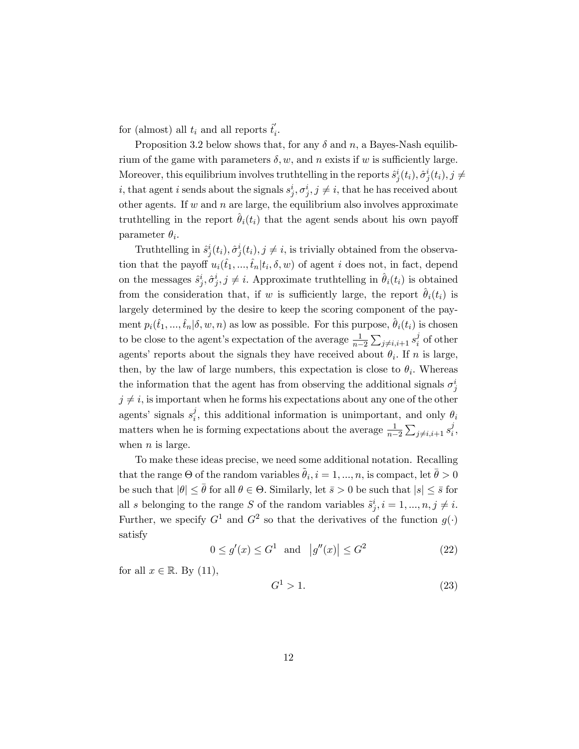for (almost) all $t_i$ and all reports $\hat{t}_i'$.

Proposition 3.2 below shows that, for any $\delta$ and $n$, a Bayes-Nash equilibrium of the game with parameters $\delta, w$, and $n$ exists if $w$ is sufficiently large. Moreover, this equilibrium involves truthtelling in the reports $\hat{s}^i_j(t_i), \hat{\sigma}^i_j(t_i), j \neq i$, that agent $i$ sends about the signals $s^i_j, \sigma^i_j, j \neq i$, that he has received about other agents. If $w$ and $n$ are large, the equilibrium also involves approximate truthtelling in the report $\hat{\theta}_i(t_i)$ that the agent sends about his own payoff parameter $\theta_i$.

Truthtelling in $\hat{s}^i_j(t_i), \hat{\sigma}^i_j(t_i), j \neq i$, is trivially obtained from the observation that the payoff $u_i(\hat{t}_1, ..., \hat{t}_n | t_i, \delta, w)$ of agent $i$ does not, in fact, depend on the messages $\hat{s}^i_j, \hat{\sigma}^i_j, j \neq i$. Approximate truthtelling in $\hat{\theta}_i(t_i)$ is obtained from the consideration that, if $w$ is sufficiently large, the report $\hat{\theta}_i(t_i)$ is largely determined by the desire to keep the scoring component of the payment $p_i(\hat{t}_1, ..., \hat{t}_n | \delta, w, n)$ as low as possible. For this purpose, $\hat{\theta}_i(t_i)$ is chosen to be close to the agent's expectation of the average $\frac{1}{n-2}\sum_{j \neq i, i+1} s^j_i$ of other agents' reports about the signals they have received about $\theta_i$. If $n$ is large, then, by the law of large numbers, this expectation is close to $\theta_i$. Whereas the information that the agent has from observing the additional signals $\sigma^i_j$ $j \neq i$, is important when he forms his expectations about any one of the other agents' signals $s^j_i$, this additional information is unimportant, and only $\theta_i$ matters when he is forming expectations about the average $\frac{1}{n-2}\sum_{j \neq i, i+1} s^j_i$, when $n$ is large.

To make these ideas precise, we need some additional notation. Recalling that the range $\Theta$ of the random variables $\tilde{\theta}_i, i = 1, ..., n$, is compact, let $\bar{\theta} > 0$ be such that $|\theta| \leq \bar{\theta}$ for all $\theta \in \Theta$. Similarly, let $\bar{s} > 0$ be such that $|s| \leq \bar{s}$ for all $s$ belonging to the range $S$ of the random variables $\tilde{s}^i_j, i = 1, ..., n, j \neq i$. Further, we specify $G^1$ and $G^2$ so that the derivatives of the function $g(\cdot)$ satisfy

$$0 \leq g'(x) \leq G^1 \quad \text{and} \quad \left| g''(x) \right| \leq G^2 \tag{22}$$

for all $x \in \mathbb{R}$. By (11),

$$G^1 > 1. \tag{23}$$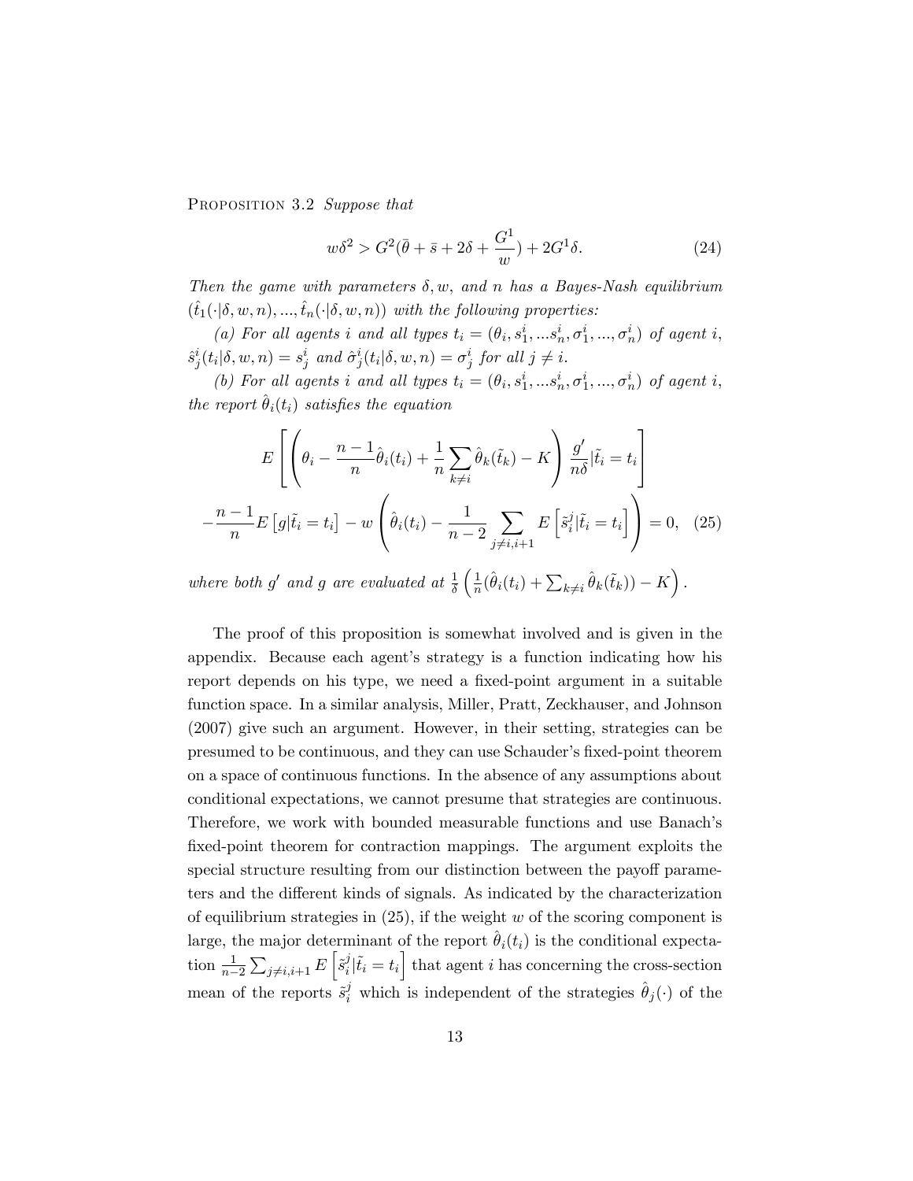Proposition 3.2 *Suppose that*

$$w\delta^2 > G^2(\bar{\theta} + \bar{s} + 2\delta + \frac{G^1}{w}) + 2G^1\delta. \tag{24}$$

*Then the game with parameters $\delta, w$, and $n$ has a Bayes-Nash equilibrium $(\hat{t}_1(\cdot|\delta, w, n), ..., \hat{t}_n(\cdot|\delta, w, n))$ with the following properties:*

*(a) For all agents $i$ and all types $t_i = (\theta_i, s_1^i, ...s_n^i, \sigma_1^i, ..., \sigma_n^i)$ of agent $i$, $\hat{s}_j^i(t_i|\delta, w, n) = s_j^i$ and $\hat{\sigma}_j^i(t_i|\delta, w, n) = \sigma_j^i$ for all $j \neq i$.*

*(b) For all agents $i$ and all types $t_i = (\theta_i, s_1^i, ...s_n^i, \sigma_1^i, ..., \sigma_n^i)$ of agent $i$, the report $\hat{\theta}_i(t_i)$ satisfies the equation*

$$E\left[\left(\theta_i - \frac{n-1}{n}\hat{\theta}_i(t_i) + \frac{1}{n}\sum_{k\neq i}\hat{\theta}_k(\tilde{t}_k) - K\right)\frac{g'}{n\delta}|\tilde{t}_i = t_i\right]$$
$$-\frac{n-1}{n}E\left[g|\tilde{t}_i = t_i\right] - w\left(\hat{\theta}_i(t_i) - \frac{1}{n-2}\sum_{j\neq i,i+1}E\left[\tilde{s}_i^j|\tilde{t}_i = t_i\right]\right) = 0, \tag{25}$$

*where both $g'$ and $g$ are evaluated at $\frac{1}{\delta}\left(\frac{1}{n}(\hat{\theta}_i(t_i) + \sum_{k\neq i}\hat{\theta}_k(\tilde{t}_k)) - K\right)$.*

The proof of this proposition is somewhat involved and is given in the appendix. Because each agent's strategy is a function indicating how his report depends on his type, we need a fixed-point argument in a suitable function space. In a similar analysis, Miller, Pratt, Zeckhauser, and Johnson (2007) give such an argument. However, in their setting, strategies can be presumed to be continuous, and they can use Schauder's fixed-point theorem on a space of continuous functions. In the absence of any assumptions about conditional expectations, we cannot presume that strategies are continuous. Therefore, we work with bounded measurable functions and use Banach's fixed-point theorem for contraction mappings. The argument exploits the special structure resulting from our distinction between the payoff parameters and the different kinds of signals. As indicated by the characterization of equilibrium strategies in (25), if the weight $w$ of the scoring component is large, the major determinant of the report $\hat{\theta}_i(t_i)$ is the conditional expectation $\frac{1}{n-2}\sum_{j\neq i,i+1}E\left[\tilde{s}_i^j|\tilde{t}_i = t_i\right]$ that agent $i$ has concerning the cross-section mean of the reports $\tilde{s}_i^j$ which is independent of the strategies $\hat{\theta}_j(\cdot)$ of the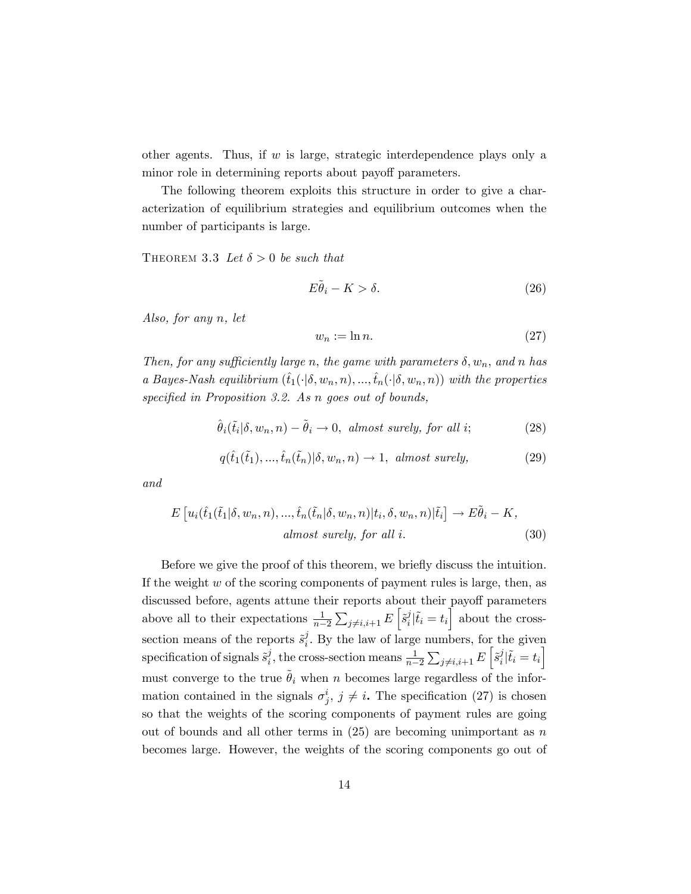other agents. Thus, if $w$ is large, strategic interdependence plays only a minor role in determining reports about payoff parameters.

The following theorem exploits this structure in order to give a characterization of equilibrium strategies and equilibrium outcomes when the number of participants is large.

Theorem 3.3 *Let $\delta > 0$ be such that*

$$E\tilde{\theta}_i - K > \delta. \tag{26}$$

*Also, for any $n$, let*

$$w_n := \ln n. \tag{27}$$

*Then, for any sufficiently large $n$, the game with parameters $\delta, w_n$, and $n$ has a Bayes-Nash equilibrium $(\hat{t}_1(\cdot|\delta, w_n, n), ..., \hat{t}_n(\cdot|\delta, w_n, n))$ with the properties specified in Proposition 3.2. As $n$ goes out of bounds,*

$$\hat{\theta}_i(\tilde{t}_i|\delta, w_n, n) - \tilde{\theta}_i \to 0, \text{ almost surely, for all } i; \tag{28}$$

$$q(\hat{t}_1(\tilde{t}_1), ..., \hat{t}_n(\tilde{t}_n)|\delta, w_n, n) \to 1, \text{ almost surely,} \tag{29}$$

*and*

$$E\left[u_i(\hat{t}_1(\tilde{t}_1|\delta, w_n, n), ..., \hat{t}_n(\tilde{t}_n|\delta, w_n, n)|t_i, \delta, w_n, n)|\tilde{t}_i\right] \to E\tilde{\theta}_i - K,$$
$$\text{almost surely, for all } i. \tag{30}$$

Before we give the proof of this theorem, we briefly discuss the intuition. If the weight $w$ of the scoring components of payment rules is large, then, as discussed before, agents attune their reports about their payoff parameters above all to their expectations $\frac{1}{n-2}\sum_{j \neq i, i+1} E\left[\tilde{s}_i^j|\tilde{t}_i = t_i\right]$ about the cross-section means of the reports $\tilde{s}_i^j$. By the law of large numbers, for the given specification of signals $\tilde{s}_i^j$, the cross-section means $\frac{1}{n-2}\sum_{j \neq i, i+1} E\left[\tilde{s}_i^j|\tilde{t}_i = t_i\right]$ must converge to the true $\tilde{\theta}_i$ when $n$ becomes large regardless of the information contained in the signals $\sigma_j^i$, $j \neq i$. The specification (27) is chosen so that the weights of the scoring components of payment rules are going out of bounds and all other terms in (25) are becoming unimportant as $n$ becomes large. However, the weights of the scoring components go out of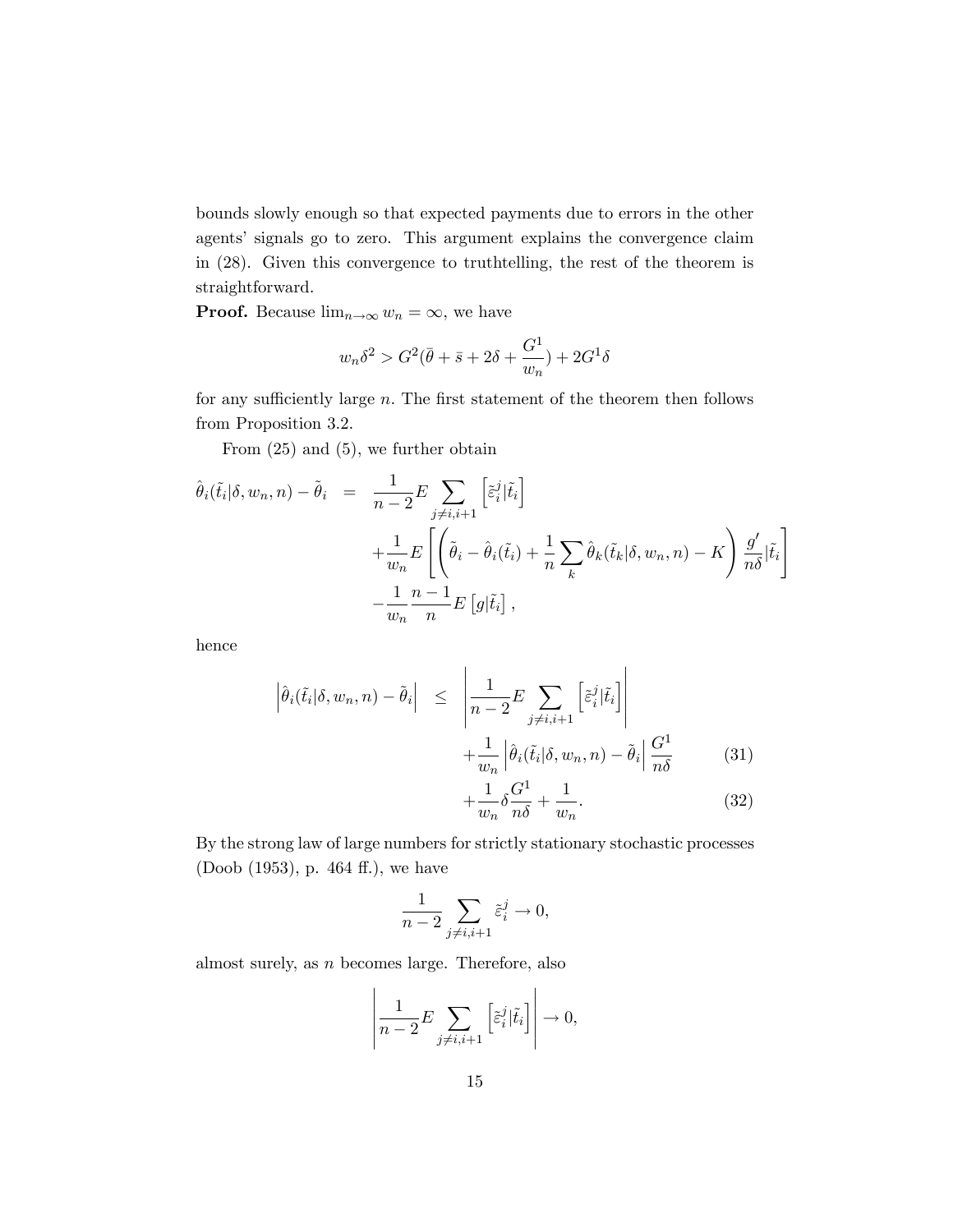bounds slowly enough so that expected payments due to errors in the other agents' signals go to zero. This argument explains the convergence claim in (28). Given this convergence to truthtelling, the rest of the theorem is straightforward.

**Proof.** Because $\lim_{n\to\infty} w_n = \infty$, we have

$$w_n \delta^2 > G^2(\bar{\theta} + \bar{s} + 2\delta + \frac{G^1}{w_n}) + 2G^1\delta$$

for any sufficiently large $n$. The first statement of the theorem then follows from Proposition 3.2.

From (25) and (5), we further obtain

$$\begin{aligned}
\hat{\theta}_i(\tilde{t}_i|\delta, w_n, n) - \tilde{\theta}_i &= \frac{1}{n-2} E \sum_{j\neq i,i+1} \left[\tilde{\varepsilon}_i^j | \tilde{t}_i\right] \\
&\quad + \frac{1}{w_n} E\left[\left(\tilde{\theta}_i - \hat{\theta}_i(\tilde{t}_i) + \frac{1}{n}\sum_k \hat{\theta}_k(\tilde{t}_k|\delta, w_n, n) - K\right)\frac{g'}{n\delta}|\tilde{t}_i\right] \\
&\quad - \frac{1}{w_n}\frac{n-1}{n} E\left[g|\tilde{t}_i\right],
\end{aligned}$$

hence

$$\begin{aligned}
\left|\hat{\theta}_i(\tilde{t}_i|\delta, w_n, n) - \tilde{\theta}_i\right| &\leq \left|\frac{1}{n-2} E \sum_{j\neq i,i+1} \left[\tilde{\varepsilon}_i^j | \tilde{t}_i\right]\right| \\
&\quad + \frac{1}{w_n}\left|\hat{\theta}_i(\tilde{t}_i|\delta, w_n, n) - \tilde{\theta}_i\right| \frac{G^1}{n\delta} \qquad (31) \\
&\quad + \frac{1}{w_n}\delta\frac{G^1}{n\delta} + \frac{1}{w_n}. \qquad (32)
\end{aligned}$$

By the strong law of large numbers for strictly stationary stochastic processes (Doob (1953), p. 464 ff.), we have

$$\frac{1}{n-2}\sum_{j\neq i,i+1} \tilde{\varepsilon}_i^j \to 0,$$

almost surely, as $n$ becomes large. Therefore, also

$$\left|\frac{1}{n-2} E \sum_{j\neq i,i+1} \left[\tilde{\varepsilon}_i^j | \tilde{t}_i\right]\right| \to 0,$$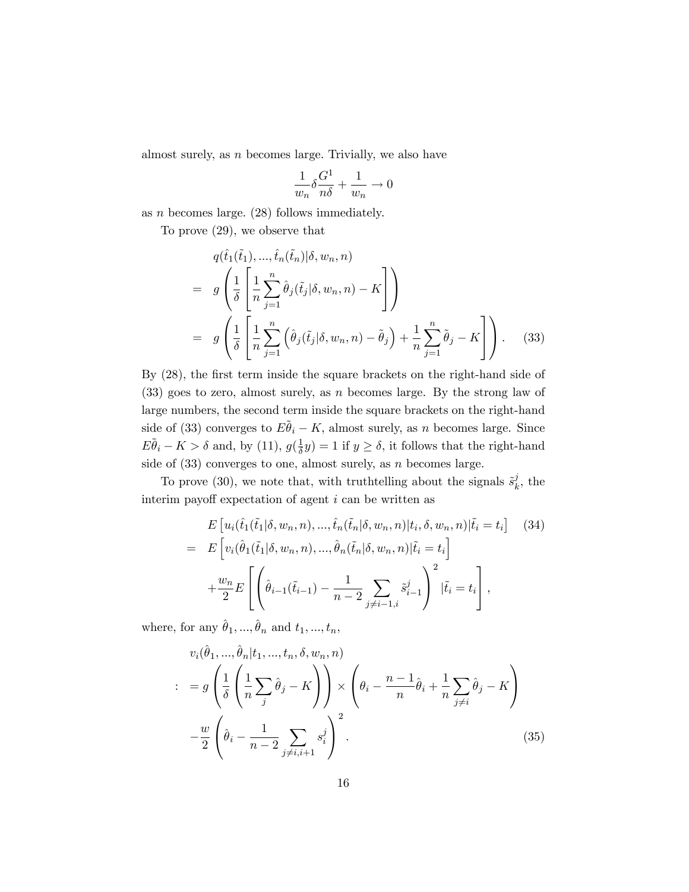almost surely, as $n$ becomes large. Trivially, we also have

$$\frac{1}{w_n}\delta\frac{G^1}{n\delta}+\frac{1}{w_n}\to 0$$

as $n$ becomes large. (28) follows immediately.

To prove (29), we observe that

$$\begin{aligned}
&q(\hat{t}_1(\tilde{t}_1),...,\hat{t}_n(\tilde{t}_n)|\delta,w_n,n)\\
= \quad & g\left(\frac{1}{\delta}\left[\frac{1}{n}\sum_{j=1}^{n}\hat{\theta}_j(\tilde{t}_j|\delta,w_n,n)-K\right]\right)\\
= \quad & g\left(\frac{1}{\delta}\left[\frac{1}{n}\sum_{j=1}^{n}\left(\hat{\theta}_j(\tilde{t}_j|\delta,w_n,n)-\tilde{\theta}_j\right)+\frac{1}{n}\sum_{j=1}^{n}\tilde{\theta}_j-K\right]\right). \qquad (33)
\end{aligned}$$

By (28), the first term inside the square brackets on the right-hand side of (33) goes to zero, almost surely, as $n$ becomes large. By the strong law of large numbers, the second term inside the square brackets on the right-hand side of (33) converges to $E\tilde{\theta}_i-K$, almost surely, as $n$ becomes large. Since $E\tilde{\theta}_i-K>\delta$ and, by (11), $g(\frac{1}{\delta}y)=1$ if $y\geq\delta$, it follows that the right-hand side of (33) converges to one, almost surely, as $n$ becomes large.

To prove (30), we note that, with truthtelling about the signals $\tilde{s}_k^j$, the interim payoff expectation of agent $i$ can be written as

$$\begin{aligned}
&E\left[u_i(\hat{t}_1(\tilde{t}_1|\delta,w_n,n),...,\hat{t}_n(\tilde{t}_n|\delta,w_n,n)|t_i,\delta,w_n,n)|\tilde{t}_i=t_i\right] \qquad (34)\\
= \quad & E\left[v_i(\hat{\theta}_1(\tilde{t}_1|\delta,w_n,n),...,\hat{\theta}_n(\tilde{t}_n|\delta,w_n,n)|\tilde{t}_i=t_i\right]\\
&+\frac{w_n}{2}E\left[\left(\hat{\theta}_{i-1}(\tilde{t}_{i-1})-\frac{1}{n-2}\sum_{j\neq i-1,i}\tilde{s}_{i-1}^j\right)^2|\tilde{t}_i=t_i\right],
\end{aligned}$$

where, for any $\hat{\theta}_1,...,\hat{\theta}_n$ and $t_1,...,t_n$,

$$\begin{aligned}
&v_i(\hat{\theta}_1,...,\hat{\theta}_n|t_1,...,t_n,\delta,w_n,n)\\
: \quad = \; & g\left(\frac{1}{\delta}\left(\frac{1}{n}\sum_j\hat{\theta}_j-K\right)\right)\times\left(\theta_i-\frac{n-1}{n}\hat{\theta}_i+\frac{1}{n}\sum_{j\neq i}\hat{\theta}_j-K\right)\\
&-\frac{w}{2}\left(\hat{\theta}_i-\frac{1}{n-2}\sum_{j\neq i,i+1}s_i^j\right)^2. \qquad (35)
\end{aligned}$$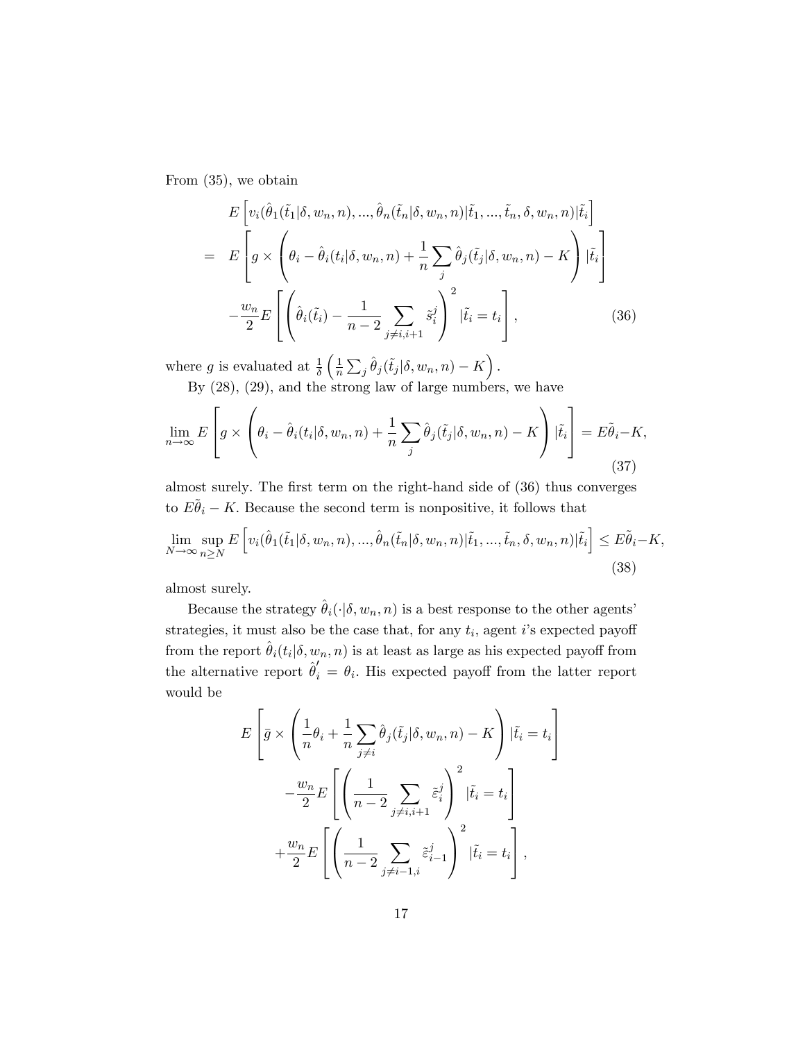From (35), we obtain

$$
\begin{aligned}
& E\left[v_i(\hat{\theta}_1(\tilde{t}_1|\delta, w_n, n), ..., \hat{\theta}_n(\tilde{t}_n|\delta, w_n, n)|\tilde{t}_1, ..., \tilde{t}_n, \delta, w_n, n)|\tilde{t}_i\right] \\
= \;& E\left[g \times \left(\theta_i - \hat{\theta}_i(t_i|\delta, w_n, n) + \frac{1}{n}\sum_j \hat{\theta}_j(\tilde{t}_j|\delta, w_n, n) - K\right)|\tilde{t}_i\right] \\
& -\frac{w_n}{2} E\left[\left(\hat{\theta}_i(\tilde{t}_i) - \frac{1}{n-2}\sum_{j \neq i, i+1} \tilde{s}_i^j\right)^2 |\tilde{t}_i = t_i\right], \qquad (36)
\end{aligned}
$$

where $g$ is evaluated at $\frac{1}{\delta}\left(\frac{1}{n}\sum_j \hat{\theta}_j(\tilde{t}_j|\delta, w_n, n) - K\right)$.

By (28), (29), and the strong law of large numbers, we have

$$
\lim_{n\to\infty} E\left[g \times \left(\theta_i - \hat{\theta}_i(t_i|\delta, w_n, n) + \frac{1}{n}\sum_j \hat{\theta}_j(\tilde{t}_j|\delta, w_n, n) - K\right)|\tilde{t}_i\right] = E\tilde{\theta}_i - K, \qquad (37)
$$

almost surely. The first term on the right-hand side of (36) thus converges to $E\tilde{\theta}_i - K$. Because the second term is nonpositive, it follows that

$$
\lim_{N\to\infty}\sup_{n \geq N} E\left[v_i(\hat{\theta}_1(\tilde{t}_1|\delta, w_n, n), ..., \hat{\theta}_n(\tilde{t}_n|\delta, w_n, n)|\tilde{t}_1, ..., \tilde{t}_n, \delta, w_n, n)|\tilde{t}_i\right] \leq E\tilde{\theta}_i - K, \qquad (38)
$$

almost surely.

Because the strategy $\hat{\theta}_i(\cdot|\delta, w_n, n)$ is a best response to the other agents' strategies, it must also be the case that, for any $t_i$, agent $i$'s expected payoff from the report $\hat{\theta}_i(t_i|\delta, w_n, n)$ is at least as large as his expected payoff from the alternative report $\hat{\theta}_i' = \theta_i$. His expected payoff from the latter report would be

$$
\begin{aligned}
& E\left[\bar{g} \times \left(\frac{1}{n}\theta_i + \frac{1}{n}\sum_{j \neq i} \hat{\theta}_j(\tilde{t}_j|\delta, w_n, n) - K\right)|\tilde{t}_i = t_i\right] \\
& -\frac{w_n}{2} E\left[\left(\frac{1}{n-2}\sum_{j \neq i, i+1} \tilde{\varepsilon}_i^j\right)^2 |\tilde{t}_i = t_i\right] \\
& +\frac{w_n}{2} E\left[\left(\frac{1}{n-2}\sum_{j \neq i-1, i} \tilde{\varepsilon}_{i-1}^j\right)^2 |\tilde{t}_i = t_i\right],
\end{aligned}
$$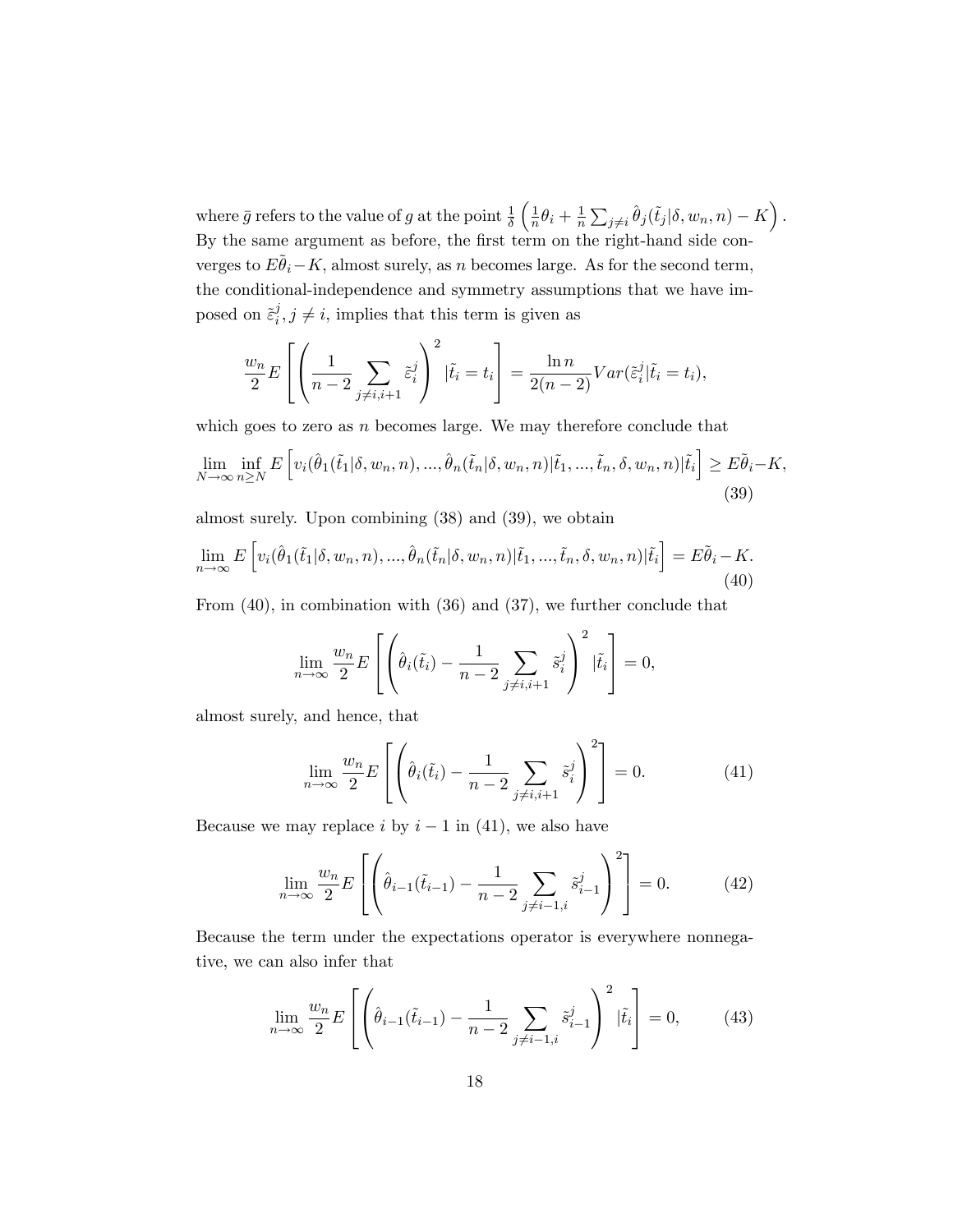where $\bar{g}$ refers to the value of $g$ at the point $\frac{1}{\delta}\left(\frac{1}{n}\theta_i + \frac{1}{n}\sum_{j\neq i}\hat{\theta}_j(\tilde{t}_j|\delta, w_n, n) - K\right)$. By the same argument as before, the first term on the right-hand side converges to $E\tilde{\theta}_i - K$, almost surely, as $n$ becomes large. As for the second term, the conditional-independence and symmetry assumptions that we have imposed on $\tilde{\varepsilon}_i^j, j \neq i$, implies that this term is given as

$$\frac{w_n}{2}E\left[\left(\frac{1}{n-2}\sum_{j\neq i,i+1}\tilde{\varepsilon}_i^j\right)^2 |\tilde{t}_i = t_i\right] = \frac{\ln n}{2(n-2)}Var(\tilde{\varepsilon}_i^j|\tilde{t}_i = t_i),$$

which goes to zero as $n$ becomes large. We may therefore conclude that

$$\lim_{N\to\infty}\inf_{n\geq N} E\left[v_i(\hat{\theta}_1(\tilde{t}_1|\delta, w_n, n), ..., \hat{\theta}_n(\tilde{t}_n|\delta, w_n, n)|\tilde{t}_1, ..., \tilde{t}_n, \delta, w_n, n)|\tilde{t}_i\right] \geq E\tilde{\theta}_i - K, \tag{39}$$

almost surely. Upon combining (38) and (39), we obtain

$$\lim_{n\to\infty} E\left[v_i(\hat{\theta}_1(\tilde{t}_1|\delta, w_n, n), ..., \hat{\theta}_n(\tilde{t}_n|\delta, w_n, n)|\tilde{t}_1, ..., \tilde{t}_n, \delta, w_n, n)|\tilde{t}_i\right] = E\tilde{\theta}_i - K. \tag{40}$$

From (40), in combination with (36) and (37), we further conclude that

$$\lim_{n\to\infty}\frac{w_n}{2}E\left[\left(\hat{\theta}_i(\tilde{t}_i) - \frac{1}{n-2}\sum_{j\neq i,i+1}\tilde{s}_i^j\right)^2 |\tilde{t}_i\right] = 0,$$

almost surely, and hence, that

$$\lim_{n\to\infty}\frac{w_n}{2}E\left[\left(\hat{\theta}_i(\tilde{t}_i) - \frac{1}{n-2}\sum_{j\neq i,i+1}\tilde{s}_i^j\right)^2\right] = 0. \tag{41}$$

Because we may replace $i$ by $i-1$ in (41), we also have

$$\lim_{n\to\infty}\frac{w_n}{2}E\left[\left(\hat{\theta}_{i-1}(\tilde{t}_{i-1}) - \frac{1}{n-2}\sum_{j\neq i-1,i}\tilde{s}_{i-1}^j\right)^2\right] = 0. \tag{42}$$

Because the term under the expectations operator is everywhere nonnegative, we can also infer that

$$\lim_{n\to\infty}\frac{w_n}{2}E\left[\left(\hat{\theta}_{i-1}(\tilde{t}_{i-1}) - \frac{1}{n-2}\sum_{j\neq i-1,i}\tilde{s}_{i-1}^j\right)^2 |\tilde{t}_i\right] = 0, \tag{43}$$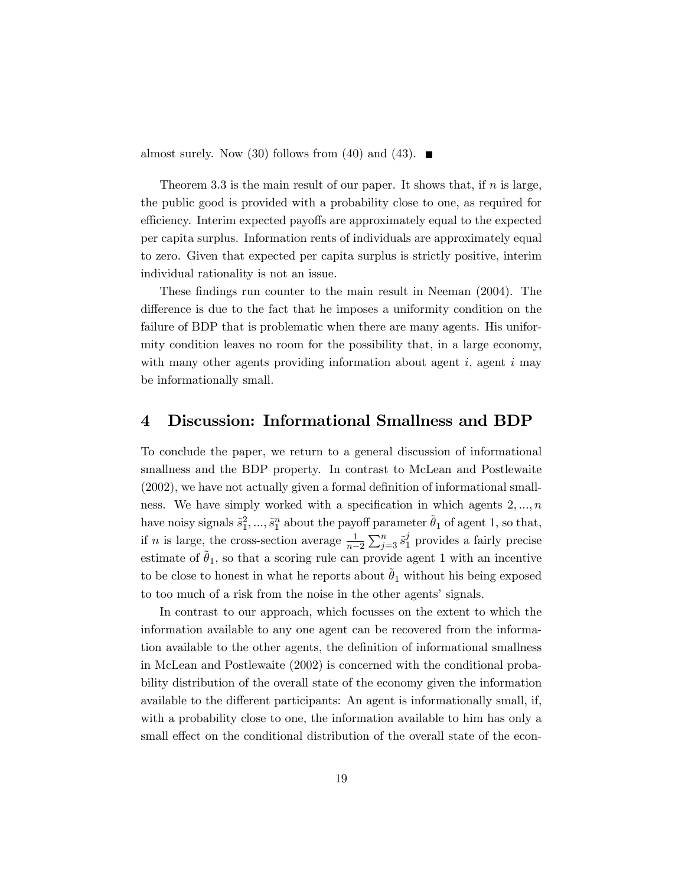almost surely. Now (30) follows from (40) and (43). ∎

Theorem 3.3 is the main result of our paper. It shows that, if $n$ is large, the public good is provided with a probability close to one, as required for efficiency. Interim expected payoffs are approximately equal to the expected per capita surplus. Information rents of individuals are approximately equal to zero. Given that expected per capita surplus is strictly positive, interim individual rationality is not an issue.

These findings run counter to the main result in Neeman (2004). The difference is due to the fact that he imposes a uniformity condition on the failure of BDP that is problematic when there are many agents. His uniformity condition leaves no room for the possibility that, in a large economy, with many other agents providing information about agent $i$, agent $i$ may be informationally small.

## 4 Discussion: Informational Smallness and BDP

To conclude the paper, we return to a general discussion of informational smallness and the BDP property. In contrast to McLean and Postlewaite (2002), we have not actually given a formal definition of informational smallness. We have simply worked with a specification in which agents $2, ..., n$ have noisy signals $\tilde{s}_1^2, ..., \tilde{s}_1^n$ about the payoff parameter $\tilde{\theta}_1$ of agent 1, so that, if $n$ is large, the cross-section average $\frac{1}{n-2}\sum_{j=3}^{n}\tilde{s}_1^j$ provides a fairly precise estimate of $\tilde{\theta}_1$, so that a scoring rule can provide agent 1 with an incentive to be close to honest in what he reports about $\tilde{\theta}_1$ without his being exposed to too much of a risk from the noise in the other agents' signals.

In contrast to our approach, which focusses on the extent to which the information available to any one agent can be recovered from the information available to the other agents, the definition of informational smallness in McLean and Postlewaite (2002) is concerned with the conditional probability distribution of the overall state of the economy given the information available to the different participants: An agent is informationally small, if, with a probability close to one, the information available to him has only a small effect on the conditional distribution of the overall state of the econ-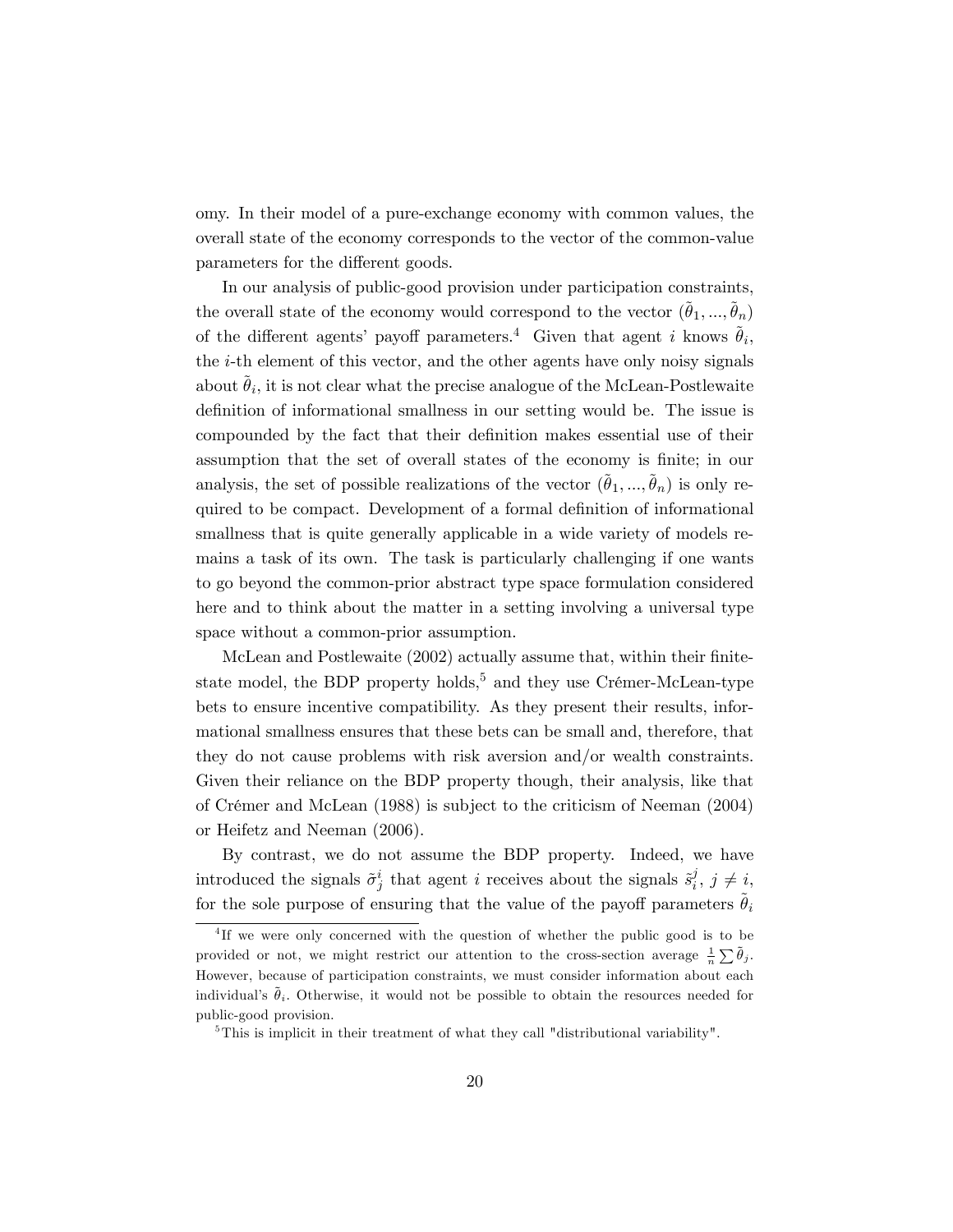omy. In their model of a pure-exchange economy with common values, the overall state of the economy corresponds to the vector of the common-value parameters for the different goods.

In our analysis of public-good provision under participation constraints, the overall state of the economy would correspond to the vector $(\tilde{\theta}_1, ..., \tilde{\theta}_n)$ of the different agents' payoff parameters.[4] Given that agent $i$ knows $\tilde{\theta}_i$, the $i$-th element of this vector, and the other agents have only noisy signals about $\tilde{\theta}_i$, it is not clear what the precise analogue of the McLean-Postlewaite definition of informational smallness in our setting would be. The issue is compounded by the fact that their definition makes essential use of their assumption that the set of overall states of the economy is finite; in our analysis, the set of possible realizations of the vector $(\tilde{\theta}_1, ..., \tilde{\theta}_n)$ is only required to be compact. Development of a formal definition of informational smallness that is quite generally applicable in a wide variety of models remains a task of its own. The task is particularly challenging if one wants to go beyond the common-prior abstract type space formulation considered here and to think about the matter in a setting involving a universal type space without a common-prior assumption.

McLean and Postlewaite (2002) actually assume that, within their finite-state model, the BDP property holds,[5] and they use Crémer-McLean-type bets to ensure incentive compatibility. As they present their results, informational smallness ensures that these bets can be small and, therefore, that they do not cause problems with risk aversion and/or wealth constraints. Given their reliance on the BDP property though, their analysis, like that of Crémer and McLean (1988) is subject to the criticism of Neeman (2004) or Heifetz and Neeman (2006).

By contrast, we do not assume the BDP property. Indeed, we have introduced the signals $\tilde{\sigma}_j^i$ that agent $i$ receives about the signals $\tilde{s}_i^j$, $j \neq i$, for the sole purpose of ensuring that the value of the payoff parameters $\tilde{\theta}_i$

---

[4] If we were only concerned with the question of whether the public good is to be provided or not, we might restrict our attention to the cross-section average $\frac{1}{n} \sum \tilde{\theta}_j$. However, because of participation constraints, we must consider information about each individual's $\tilde{\theta}_i$. Otherwise, it would not be possible to obtain the resources needed for public-good provision.

[5] This is implicit in their treatment of what they call "distributional variability".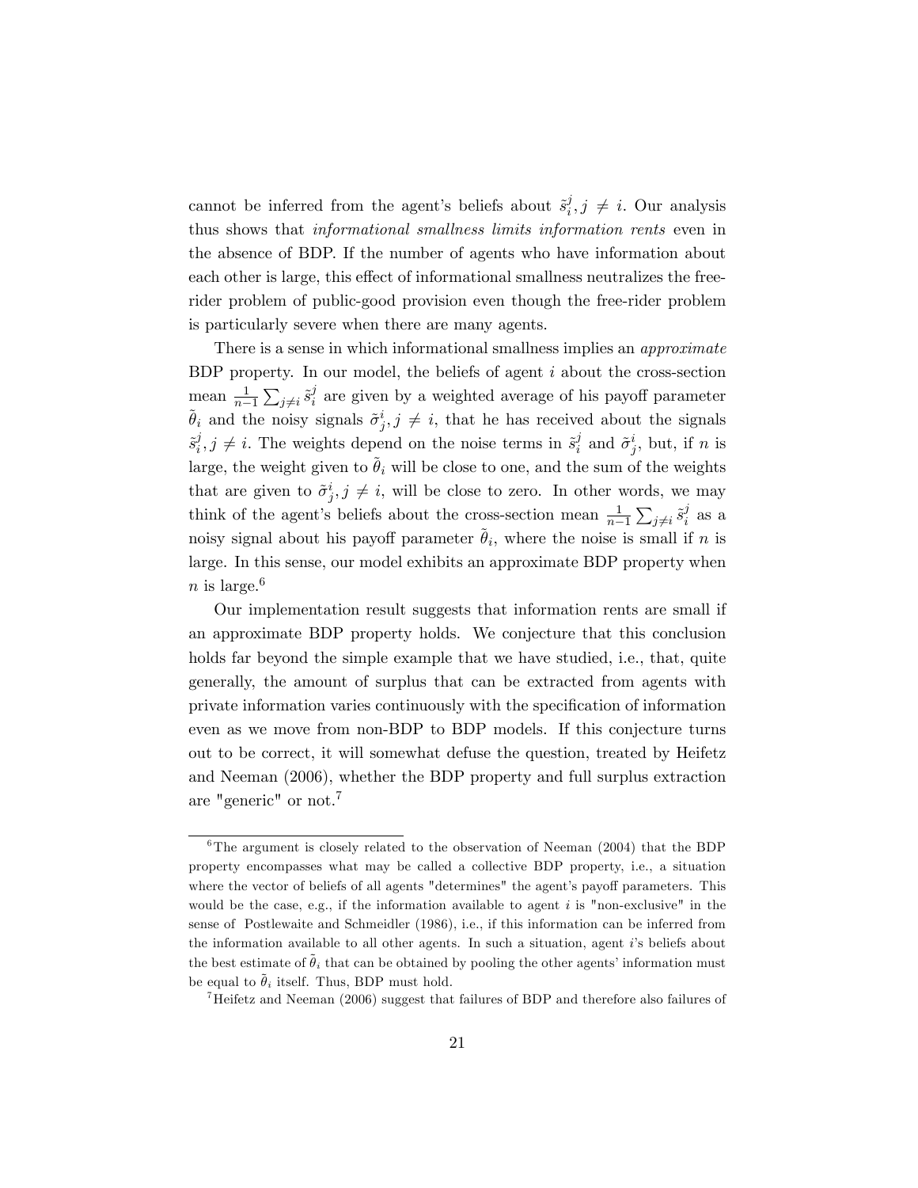cannot be inferred from the agent's beliefs about $\tilde{s}_i^j, j \neq i$. Our analysis thus shows that *informational smallness limits information rents* even in the absence of BDP. If the number of agents who have information about each other is large, this effect of informational smallness neutralizes the free-rider problem of public-good provision even though the free-rider problem is particularly severe when there are many agents.

There is a sense in which informational smallness implies an *approximate* BDP property. In our model, the beliefs of agent $i$ about the cross-section mean $\frac{1}{n-1}\sum_{j \neq i} \tilde{s}_i^j$ are given by a weighted average of his payoff parameter $\tilde{\theta}_i$ and the noisy signals $\tilde{\sigma}_j^i, j \neq i$, that he has received about the signals $\tilde{s}_i^j, j \neq i$. The weights depend on the noise terms in $\tilde{s}_i^j$ and $\tilde{\sigma}_j^i$, but, if $n$ is large, the weight given to $\tilde{\theta}_i$ will be close to one, and the sum of the weights that are given to $\tilde{\sigma}_j^i, j \neq i$, will be close to zero. In other words, we may think of the agent's beliefs about the cross-section mean $\frac{1}{n-1}\sum_{j \neq i} \tilde{s}_i^j$ as a noisy signal about his payoff parameter $\tilde{\theta}_i$, where the noise is small if $n$ is large. In this sense, our model exhibits an approximate BDP property when $n$ is large.[6]

Our implementation result suggests that information rents are small if an approximate BDP property holds. We conjecture that this conclusion holds far beyond the simple example that we have studied, i.e., that, quite generally, the amount of surplus that can be extracted from agents with private information varies continuously with the specification of information even as we move from non-BDP to BDP models. If this conjecture turns out to be correct, it will somewhat defuse the question, treated by Heifetz and Neeman (2006), whether the BDP property and full surplus extraction are "generic" or not.[7]

---

[6] The argument is closely related to the observation of Neeman (2004) that the BDP property encompasses what may be called a collective BDP property, i.e., a situation where the vector of beliefs of all agents "determines" the agent's payoff parameters. This would be the case, e.g., if the information available to agent $i$ is "non-exclusive" in the sense of Postlewaite and Schmeidler (1986), i.e., if this information can be inferred from the information available to all other agents. In such a situation, agent $i$'s beliefs about the best estimate of $\tilde{\theta}_i$ that can be obtained by pooling the other agents' information must be equal to $\tilde{\theta}_i$ itself. Thus, BDP must hold.

[7] Heifetz and Neeman (2006) suggest that failures of BDP and therefore also failures of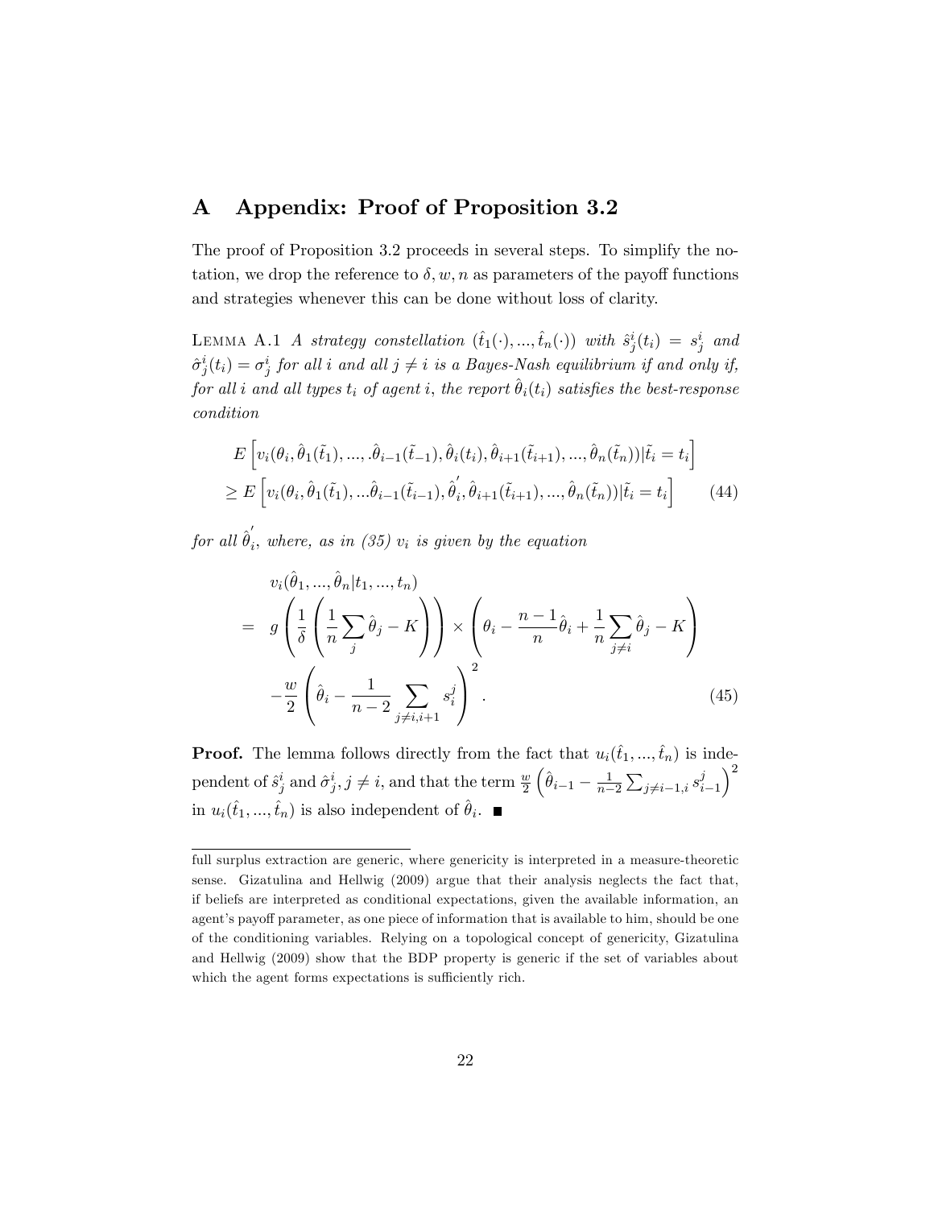# A Appendix: Proof of Proposition 3.2

The proof of Proposition 3.2 proceeds in several steps. To simplify the notation, we drop the reference to $\delta, w, n$ as parameters of the payoff functions and strategies whenever this can be done without loss of clarity.

LEMMA A.1 *A strategy constellation $(\hat{t}_1(\cdot), ..., \hat{t}_n(\cdot))$ with $\hat{s}^i_j(t_i) = s^i_j$ and $\hat{\sigma}^i_j(t_i) = \sigma^i_j$ for all $i$ and all $j \neq i$ is a Bayes-Nash equilibrium if and only if, for all $i$ and all types $t_i$ of agent $i$, the report $\hat{\theta}_i(t_i)$ satisfies the best-response condition*

$$
\begin{aligned}
& E\left[v_i(\theta_i, \hat{\theta}_1(\tilde{t}_1), ..., .\hat{\theta}_{i-1}(\tilde{t}_{-1}), \hat{\theta}_i(t_i), \hat{\theta}_{i+1}(\tilde{t}_{i+1}), ..., \hat{\theta}_n(\tilde{t}_n)) | \tilde{t}_i = t_i\right] \\
\geq\ & E\left[v_i(\theta_i, \hat{\theta}_1(\tilde{t}_1), ...\hat{\theta}_{i-1}(\tilde{t}_{i-1}), \hat{\theta}_i^{'}, \hat{\theta}_{i+1}(\tilde{t}_{i+1}), ..., \hat{\theta}_n(\tilde{t}_n)) | \tilde{t}_i = t_i\right] \qquad (44)
\end{aligned}
$$

*for all $\hat{\theta}_i^{'}$, where, as in (35) $v_i$ is given by the equation*

$$
\begin{aligned}
& v_i(\hat{\theta}_1, ..., \hat{\theta}_n | t_1, ..., t_n) \\
=\ & g\left(\frac{1}{\delta}\left(\frac{1}{n}\sum_j \hat{\theta}_j - K\right)\right) \times \left(\theta_i - \frac{n-1}{n}\hat{\theta}_i + \frac{1}{n}\sum_{j \neq i}\hat{\theta}_j - K\right) \\
& -\frac{w}{2}\left(\hat{\theta}_i - \frac{1}{n-2}\sum_{j \neq i, i+1} s^j_i\right)^2. \qquad (45)
\end{aligned}
$$

**Proof.** The lemma follows directly from the fact that $u_i(\hat{t}_1, ..., \hat{t}_n)$ is independent of $\hat{s}^i_j$ and $\hat{\sigma}^i_j, j \neq i$, and that the term $\frac{w}{2}\left(\hat{\theta}_{i-1} - \frac{1}{n-2}\sum_{j \neq i-1, i} s^j_{i-1}\right)^2$ in $u_i(\hat{t}_1, ..., \hat{t}_n)$ is also independent of $\hat{\theta}_i$. ■

---

full surplus extraction are generic, where genericity is interpreted in a measure-theoretic sense. Gizatulina and Hellwig (2009) argue that their analysis neglects the fact that, if beliefs are interpreted as conditional expectations, given the available information, an agent's payoff parameter, as one piece of information that is available to him, should be one of the conditioning variables. Relying on a topological concept of genericity, Gizatulina and Hellwig (2009) show that the BDP property is generic if the set of variables about which the agent forms expectations is sufficiently rich.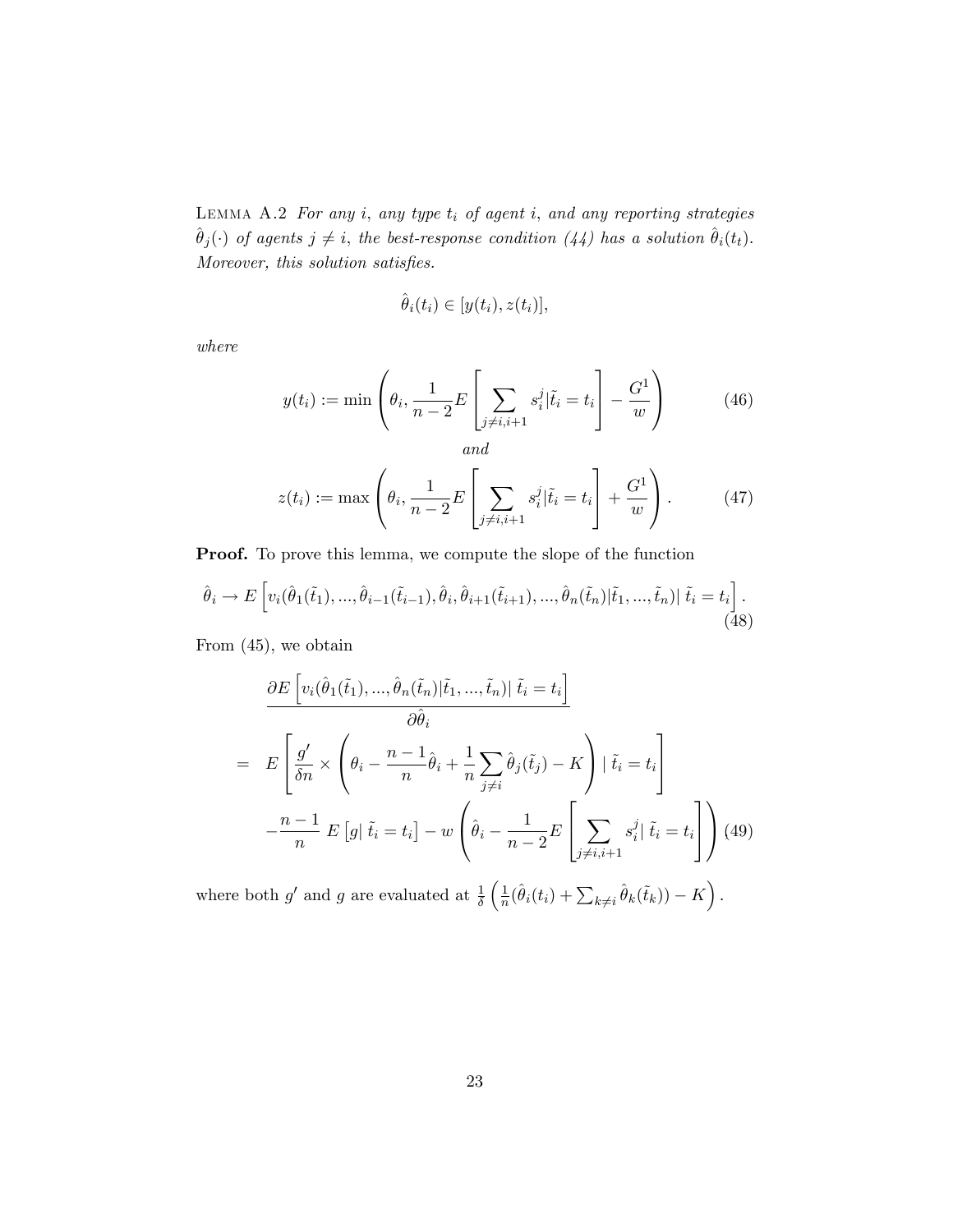LEMMA A.2 *For any $i$, any type $t_i$ of agent $i$, and any reporting strategies $\hat{\theta}_j(\cdot)$ of agents $j \neq i$, the best-response condition (44) has a solution $\hat{\theta}_i(t_t)$. Moreover, this solution satisfies.*

$$\hat{\theta}_i(t_i) \in [y(t_i), z(t_i)],$$

*where*

$$y(t_i) := \min\left(\theta_i, \frac{1}{n-2}E\left[\sum_{j\neq i,i+1} s_i^j|\tilde{t}_i = t_i\right] - \frac{G^1}{w}\right) \tag{46}$$

*and*

$$z(t_i) := \max\left(\theta_i, \frac{1}{n-2}E\left[\sum_{j\neq i,i+1} s_i^j|\tilde{t}_i = t_i\right] + \frac{G^1}{w}\right). \tag{47}$$

**Proof.** To prove this lemma, we compute the slope of the function

$$\hat{\theta}_i \to E\left[v_i(\hat{\theta}_1(\tilde{t}_1), ..., \hat{\theta}_{i-1}(\tilde{t}_{i-1}), \hat{\theta}_i, \hat{\theta}_{i+1}(\tilde{t}_{i+1}), ..., \hat{\theta}_n(\tilde{t}_n)|\tilde{t}_1, ..., \tilde{t}_n)|\, \tilde{t}_i = t_i\right]. \tag{48}$$

From (45), we obtain

$$\begin{aligned}
&\frac{\partial E\left[v_i(\hat{\theta}_1(\tilde{t}_1), ..., \hat{\theta}_n(\tilde{t}_n)|\tilde{t}_1, ..., \tilde{t}_n)|\, \tilde{t}_i = t_i\right]}{\partial \hat{\theta}_i} \\
= \;& E\left[\frac{g'}{\delta n} \times \left(\theta_i - \frac{n-1}{n}\hat{\theta}_i + \frac{1}{n}\sum_{j\neq i}\hat{\theta}_j(\tilde{t}_j) - K\right) \mid \tilde{t}_i = t_i\right] \\
& -\frac{n-1}{n}\; E\left[g|\; \tilde{t}_i = t_i\right] - w\left(\hat{\theta}_i - \frac{1}{n-2}E\left[\sum_{j\neq i,i+1} s_i^j|\; \tilde{t}_i = t_i\right]\right)
\end{aligned} \tag{49}$$

where both $g'$ and $g$ are evaluated at $\frac{1}{\delta}\left(\frac{1}{n}(\hat{\theta}_i(t_i) + \sum_{k\neq i}\hat{\theta}_k(\tilde{t}_k)) - K\right)$.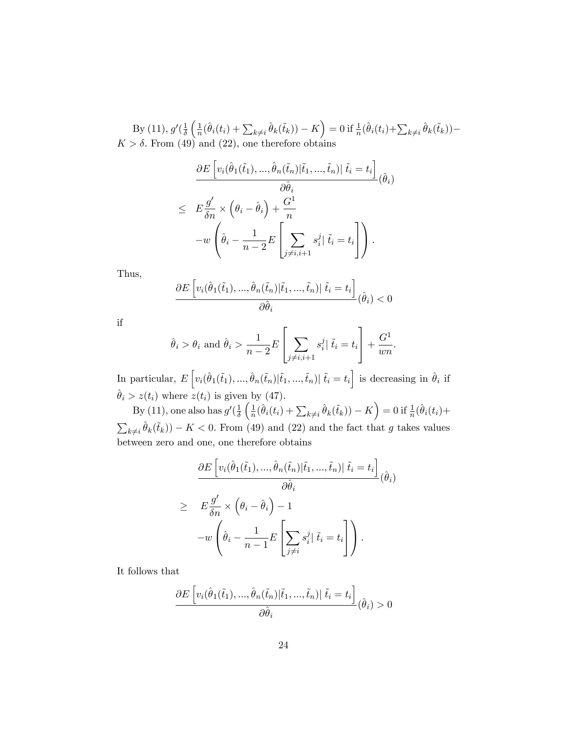By (11), $g'(\frac{1}{\delta}\left(\frac{1}{n}(\hat{\theta}_i(t_i)+\sum_{k\neq i}\hat{\theta}_k(\tilde{t}_k))-K\right)=0$ if $\frac{1}{n}(\hat{\theta}_i(t_i)+\sum_{k\neq i}\hat{\theta}_k(\tilde{t}_k))-K>\delta$. From (49) and (22), one therefore obtains

$$
\begin{aligned}
&\frac{\partial E\left[v_i(\hat{\theta}_1(\tilde{t}_1),...,\hat{\theta}_n(\tilde{t}_n)|\tilde{t}_1,...,\tilde{t}_n)|\ \tilde{t}_i=t_i\right]}{\partial\hat{\theta}_i}(\hat{\theta}_i) \\
\leq\ & E\frac{g'}{\delta n}\times\left(\theta_i-\hat{\theta}_i\right)+\frac{G^1}{n} \\
&-w\left(\hat{\theta}_i-\frac{1}{n-2}E\left[\sum_{j\neq i,i+1}s_i^j|\ \tilde{t}_i=t_i\right]\right).
\end{aligned}
$$

Thus,

$$
\frac{\partial E\left[v_i(\hat{\theta}_1(\tilde{t}_1),...,\hat{\theta}_n(\tilde{t}_n)|\tilde{t}_1,...,\tilde{t}_n)|\ \tilde{t}_i=t_i\right]}{\partial\hat{\theta}_i}(\hat{\theta}_i)<0
$$

if

$$
\hat{\theta}_i>\theta_i \text{ and } \hat{\theta}_i>\frac{1}{n-2}E\left[\sum_{j\neq i,i+1}s_i^j|\ \tilde{t}_i=t_i\right]+\frac{G^1}{wn}.
$$

In particular, $E\left[v_i(\hat{\theta}_1(\tilde{t}_1),...,\hat{\theta}_n(\tilde{t}_n)|\tilde{t}_1,...,\tilde{t}_n)|\ \tilde{t}_i=t_i\right]$ is decreasing in $\hat{\theta}_i$ if $\hat{\theta}_i>z(t_i)$ where $z(t_i)$ is given by (47).

By (11), one also has $g'(\frac{1}{\delta}\left(\frac{1}{n}(\hat{\theta}_i(t_i)+\sum_{k\neq i}\hat{\theta}_k(\tilde{t}_k))-K\right)=0$ if $\frac{1}{n}(\hat{\theta}_i(t_i)+\sum_{k\neq i}\hat{\theta}_k(\tilde{t}_k))-K<0$. From (49) and (22) and the fact that $g$ takes values between zero and one, one therefore obtains

$$
\begin{aligned}
&\frac{\partial E\left[v_i(\hat{\theta}_1(\tilde{t}_1),...,\hat{\theta}_n(\tilde{t}_n)|\tilde{t}_1,...,\tilde{t}_n)|\ \tilde{t}_i=t_i\right]}{\partial\hat{\theta}_i}(\hat{\theta}_i) \\
\geq\ & E\frac{g'}{\delta n}\times\left(\theta_i-\hat{\theta}_i\right)-1 \\
&-w\left(\hat{\theta}_i-\frac{1}{n-1}E\left[\sum_{j\neq i}s_i^j|\ \tilde{t}_i=t_i\right]\right).
\end{aligned}
$$

It follows that

$$
\frac{\partial E\left[v_i(\hat{\theta}_1(\tilde{t}_1),...,\hat{\theta}_n(\tilde{t}_n)|\tilde{t}_1,...,\tilde{t}_n)|\ \tilde{t}_i=t_i\right]}{\partial\hat{\theta}_i}(\hat{\theta}_i)>0
$$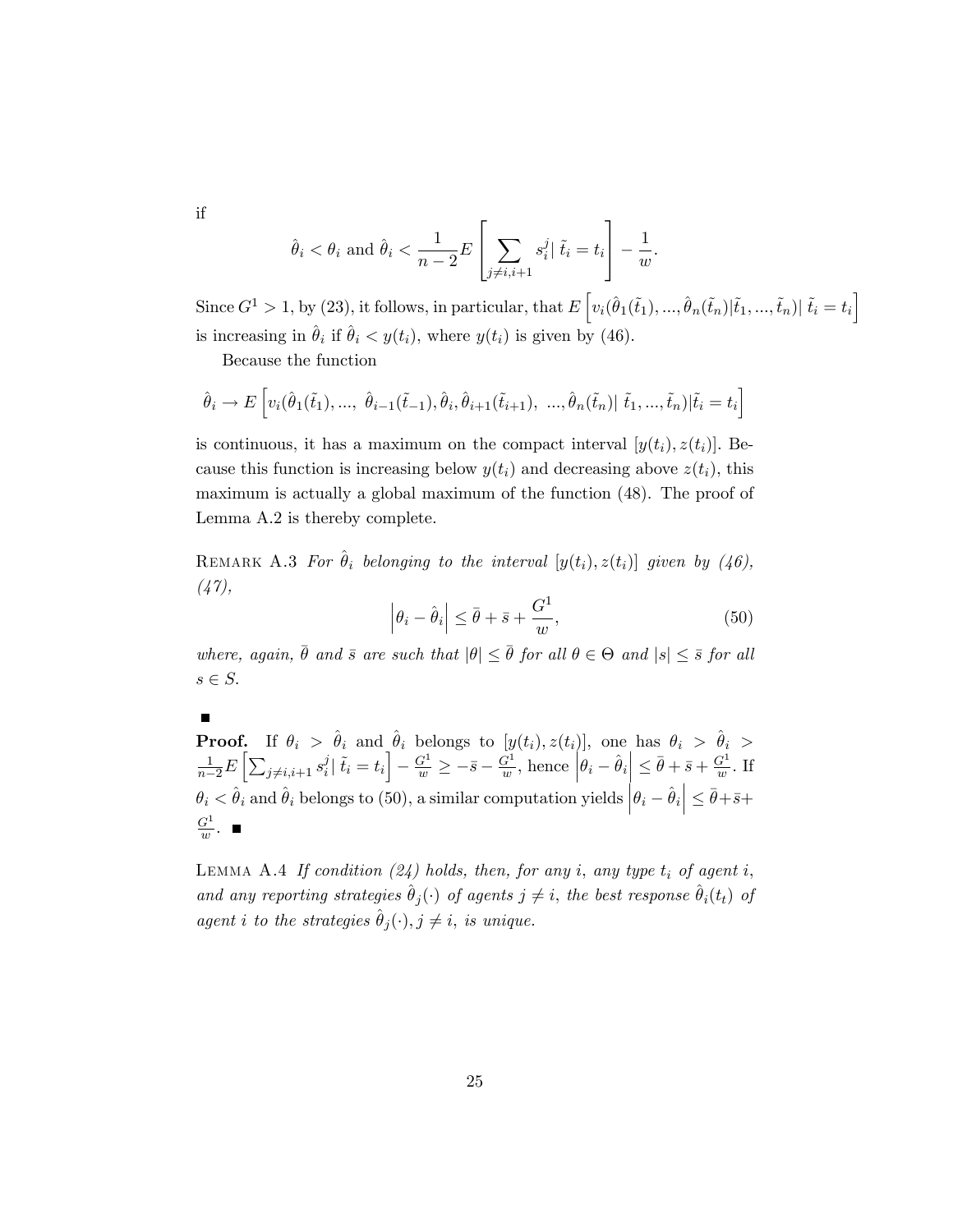if

$$\hat{\theta}_i < \theta_i \text{ and } \hat{\theta}_i < \frac{1}{n-2} E\left[\sum_{j \neq i, i+1} s_i^j | \ \tilde{t}_i = t_i\right] - \frac{1}{w}.$$

Since $G^1 > 1$, by (23), it follows, in particular, that $E\left[v_i(\hat{\theta}_1(\tilde{t}_1), ..., \hat{\theta}_n(\tilde{t}_n)|\tilde{t}_1, ..., \tilde{t}_n)| \ \tilde{t}_i = t_i\right]$ is increasing in $\hat{\theta}_i$ if $\hat{\theta}_i < y(t_i)$, where $y(t_i)$ is given by (46).

Because the function

$$\hat{\theta}_i \rightarrow E\left[v_i(\hat{\theta}_1(\tilde{t}_1), ..., \ \hat{\theta}_{i-1}(\tilde{t}_{-1}), \hat{\theta}_i, \hat{\theta}_{i+1}(\tilde{t}_{i+1}), \ ..., \hat{\theta}_n(\tilde{t}_n)| \ \tilde{t}_1, ..., \tilde{t}_n)|\tilde{t}_i = t_i\right]$$

is continuous, it has a maximum on the compact interval $[y(t_i), z(t_i)]$. Because this function is increasing below $y(t_i)$ and decreasing above $z(t_i)$, this maximum is actually a global maximum of the function (48). The proof of Lemma A.2 is thereby complete.

Remark A.3 *For $\hat{\theta}_i$ belonging to the interval $[y(t_i), z(t_i)]$ given by (46), (47),*

$$\left|\theta_i - \hat{\theta}_i\right| \leq \bar{\theta} + \bar{s} + \frac{G^1}{w}, \tag{50}$$

*where, again, $\bar{\theta}$ and $\bar{s}$ are such that $|\theta| \leq \bar{\theta}$ for all $\theta \in \Theta$ and $|s| \leq \bar{s}$ for all $s \in S$.*

■

**Proof.** If $\theta_i > \hat{\theta}_i$ and $\hat{\theta}_i$ belongs to $[y(t_i), z(t_i)]$, one has $\theta_i > \hat{\theta}_i > \frac{1}{n-2} E\left[\sum_{j \neq i, i+1} s_i^j | \ \tilde{t}_i = t_i\right] - \frac{G^1}{w} \geq -\bar{s} - \frac{G^1}{w}$, hence $\left|\theta_i - \hat{\theta}_i\right| \leq \bar{\theta} + \bar{s} + \frac{G^1}{w}$. If $\theta_i < \hat{\theta}_i$ and $\hat{\theta}_i$ belongs to (50), a similar computation yields $\left|\theta_i - \hat{\theta}_i\right| \leq \bar{\theta} + \bar{s} + \frac{G^1}{w}$. ■

Lemma A.4 *If condition (24) holds, then, for any $i$, any type $t_i$ of agent $i$, and any reporting strategies $\hat{\theta}_j(\cdot)$ of agents $j \neq i$, the best response $\hat{\theta}_i(t_t)$ of agent $i$ to the strategies $\hat{\theta}_j(\cdot), j \neq i$, is unique.*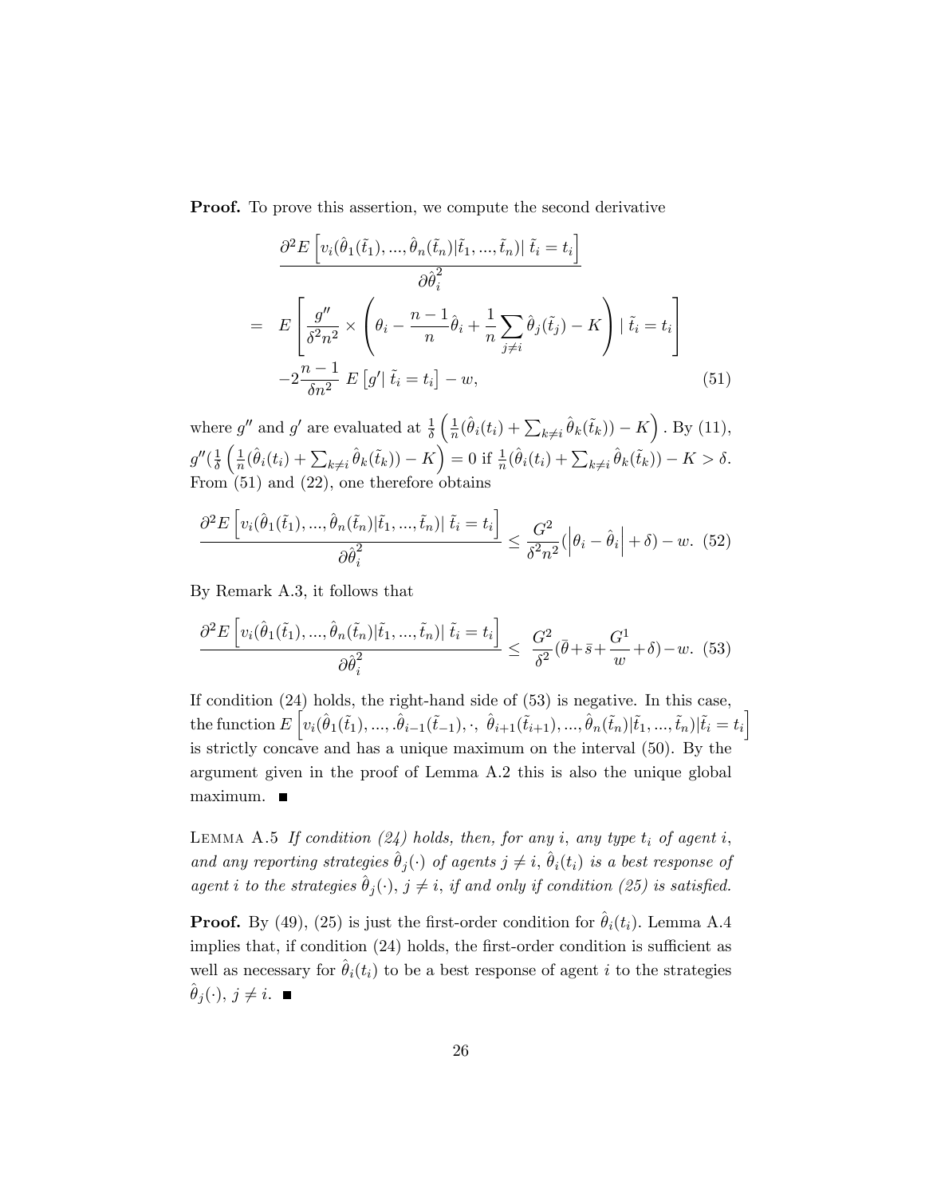**Proof.** To prove this assertion, we compute the second derivative

$$
\begin{aligned}
&\frac{\partial^2 E\left[v_i(\hat{\theta}_1(\tilde{t}_1), ..., \hat{\theta}_n(\tilde{t}_n)|\tilde{t}_1, ..., \tilde{t}_n)|\ \tilde{t}_i = t_i\right]}{\partial \hat{\theta}_i^2} \\
= \ & E\left[\frac{g''}{\delta^2 n^2} \times \left(\theta_i - \frac{n-1}{n}\hat{\theta}_i + \frac{1}{n}\sum_{j\neq i}\hat{\theta}_j(\tilde{t}_j) - K\right) \mid \tilde{t}_i = t_i\right] \\
& -2\frac{n-1}{\delta n^2}\ E\left[g' |\ \tilde{t}_i = t_i\right] - w, \qquad (51)
\end{aligned}
$$

where $g''$ and $g'$ are evaluated at $\frac{1}{\delta}\left(\frac{1}{n}(\hat{\theta}_i(t_i) + \sum_{k\neq i}\hat{\theta}_k(\tilde{t}_k)) - K\right)$. By (11), $g''(\frac{1}{\delta}\left(\frac{1}{n}(\hat{\theta}_i(t_i) + \sum_{k\neq i}\hat{\theta}_k(\tilde{t}_k)) - K\right) = 0$ if $\frac{1}{n}(\hat{\theta}_i(t_i) + \sum_{k\neq i}\hat{\theta}_k(\tilde{t}_k)) - K > \delta$. From (51) and (22), one therefore obtains

$$
\frac{\partial^2 E\left[v_i(\hat{\theta}_1(\tilde{t}_1), ..., \hat{\theta}_n(\tilde{t}_n)|\tilde{t}_1, ..., \tilde{t}_n)|\ \tilde{t}_i = t_i\right]}{\partial \hat{\theta}_i^2} \leq \frac{G^2}{\delta^2 n^2}(\left|\theta_i - \hat{\theta}_i\right| + \delta) - w. \quad (52)
$$

By Remark A.3, it follows that

$$
\frac{\partial^2 E\left[v_i(\hat{\theta}_1(\tilde{t}_1), ..., \hat{\theta}_n(\tilde{t}_n)|\tilde{t}_1, ..., \tilde{t}_n)|\ \tilde{t}_i = t_i\right]}{\partial \hat{\theta}_i^2} \leq \ \frac{G^2}{\delta^2}(\bar{\theta} + \bar{s} + \frac{G^1}{w} + \delta) - w. \quad (53)
$$

If condition (24) holds, the right-hand side of (53) is negative. In this case, the function $E\left[v_i(\hat{\theta}_1(\tilde{t}_1), ..., .\hat{\theta}_{i-1}(\tilde{t}_{-1}), \cdot,\ \hat{\theta}_{i+1}(\tilde{t}_{i+1}), ..., \hat{\theta}_n(\tilde{t}_n)|\tilde{t}_1, ..., \tilde{t}_n)|\tilde{t}_i = t_i\right]$ is strictly concave and has a unique maximum on the interval (50). By the argument given in the proof of Lemma A.2 this is also the unique global maximum. ■

Lemma A.5 *If condition (24) holds, then, for any $i$, any type $t_i$ of agent $i$, and any reporting strategies $\hat{\theta}_j(\cdot)$ of agents $j \neq i$, $\hat{\theta}_i(t_i)$ is a best response of agent $i$ to the strategies $\hat{\theta}_j(\cdot)$, $j \neq i$, if and only if condition (25) is satisfied.*

**Proof.** By (49), (25) is just the first-order condition for $\hat{\theta}_i(t_i)$. Lemma A.4 implies that, if condition (24) holds, the first-order condition is sufficient as well as necessary for $\hat{\theta}_i(t_i)$ to be a best response of agent $i$ to the strategies $\hat{\theta}_j(\cdot)$, $j \neq i$. ■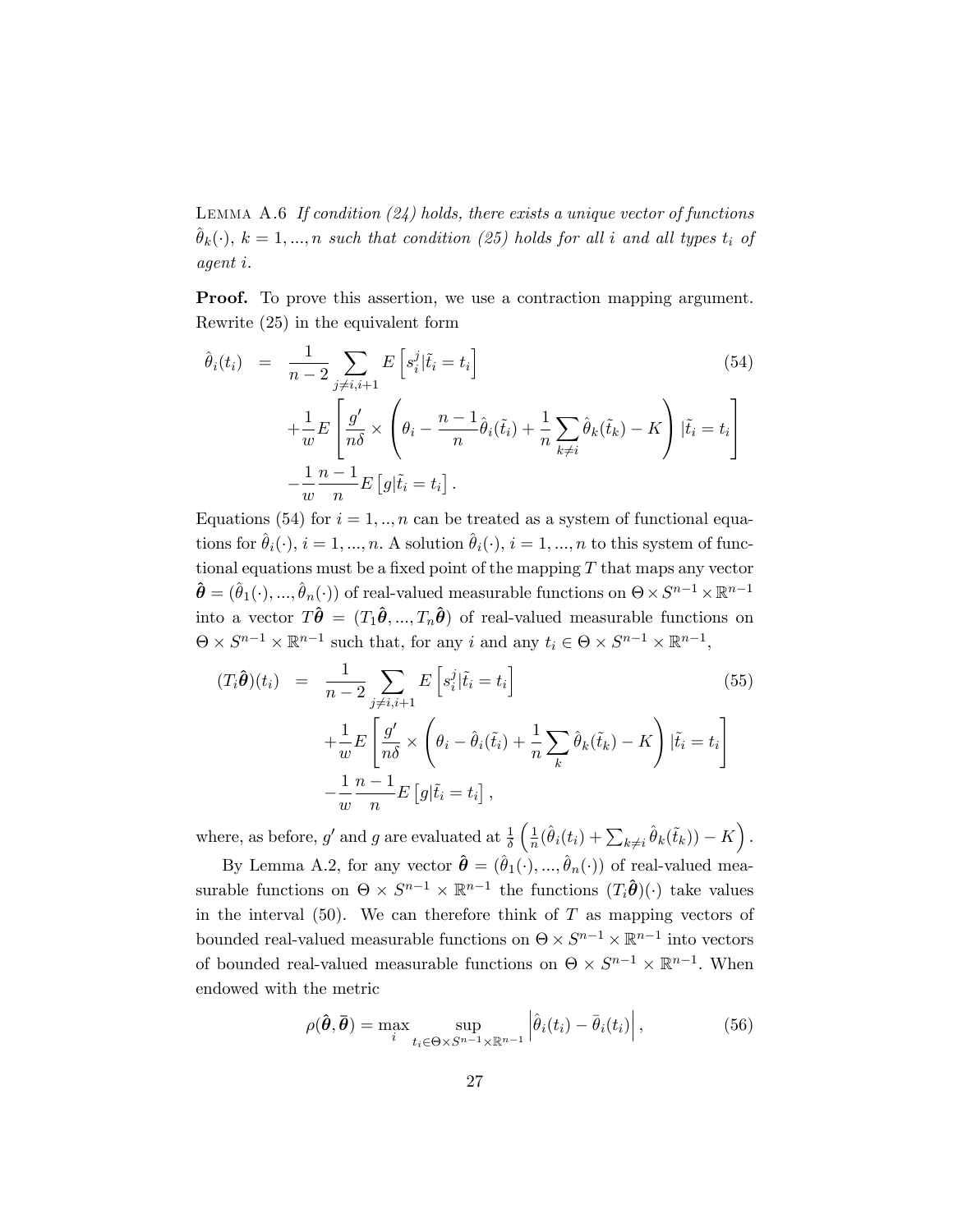Lemma A.6 *If condition (24) holds, there exists a unique vector of functions $\hat{\theta}_k(\cdot)$, $k = 1, ..., n$ such that condition (25) holds for all $i$ and all types $t_i$ of agent $i$.*

**Proof.** To prove this assertion, we use a contraction mapping argument. Rewrite (25) in the equivalent form

$$
\begin{aligned}
\hat{\theta}_i(t_i) &= \frac{1}{n-2} \sum_{j \neq i, i+1} E\left[s_i^j | \tilde{t}_i = t_i\right] \\
&\quad + \frac{1}{w} E\left[\frac{g'}{n\delta} \times \left(\theta_i - \frac{n-1}{n}\hat{\theta}_i(\tilde{t}_i) + \frac{1}{n}\sum_{k \neq i} \hat{\theta}_k(\tilde{t}_k) - K\right) | \tilde{t}_i = t_i\right] \\
&\quad - \frac{1}{w}\frac{n-1}{n} E\left[g | \tilde{t}_i = t_i\right].
\end{aligned} \tag{54}
$$

Equations (54) for $i = 1, .., n$ can be treated as a system of functional equations for $\hat{\theta}_i(\cdot)$, $i = 1, ..., n$. A solution $\hat{\theta}_i(\cdot)$, $i = 1, ..., n$ to this system of functional equations must be a fixed point of the mapping $T$ that maps any vector $\hat{\boldsymbol{\theta}} = (\hat{\theta}_1(\cdot), ..., \hat{\theta}_n(\cdot))$ of real-valued measurable functions on $\Theta \times S^{n-1} \times \mathbb{R}^{n-1}$ into a vector $T\hat{\boldsymbol{\theta}} = (T_1\hat{\boldsymbol{\theta}}, ..., T_n\hat{\boldsymbol{\theta}})$ of real-valued measurable functions on $\Theta \times S^{n-1} \times \mathbb{R}^{n-1}$ such that, for any $i$ and any $t_i \in \Theta \times S^{n-1} \times \mathbb{R}^{n-1}$,

$$
\begin{aligned}
(T_i\hat{\boldsymbol{\theta}})(t_i) &= \frac{1}{n-2} \sum_{j \neq i, i+1} E\left[s_i^j | \tilde{t}_i = t_i\right] \\
&\quad + \frac{1}{w} E\left[\frac{g'}{n\delta} \times \left(\theta_i - \hat{\theta}_i(\tilde{t}_i) + \frac{1}{n}\sum_{k} \hat{\theta}_k(\tilde{t}_k) - K\right) | \tilde{t}_i = t_i\right] \\
&\quad - \frac{1}{w}\frac{n-1}{n} E\left[g | \tilde{t}_i = t_i\right],
\end{aligned} \tag{55}
$$

where, as before, $g'$ and $g$ are evaluated at $\frac{1}{\delta}\left(\frac{1}{n}(\hat{\theta}_i(t_i) + \sum_{k \neq i} \hat{\theta}_k(\tilde{t}_k)) - K\right)$.

By Lemma A.2, for any vector $\hat{\boldsymbol{\theta}} = (\hat{\theta}_1(\cdot), ..., \hat{\theta}_n(\cdot))$ of real-valued measurable functions on $\Theta \times S^{n-1} \times \mathbb{R}^{n-1}$ the functions $(T_i\hat{\boldsymbol{\theta}})(\cdot)$ take values in the interval (50). We can therefore think of $T$ as mapping vectors of bounded real-valued measurable functions on $\Theta \times S^{n-1} \times \mathbb{R}^{n-1}$ into vectors of bounded real-valued measurable functions on $\Theta \times S^{n-1} \times \mathbb{R}^{n-1}$. When endowed with the metric

$$
\rho(\hat{\boldsymbol{\theta}}, \bar{\boldsymbol{\theta}}) = \max_i \sup_{t_i \in \Theta \times S^{n-1} \times \mathbb{R}^{n-1}} \left|\hat{\theta}_i(t_i) - \bar{\theta}_i(t_i)\right|, \tag{56}
$$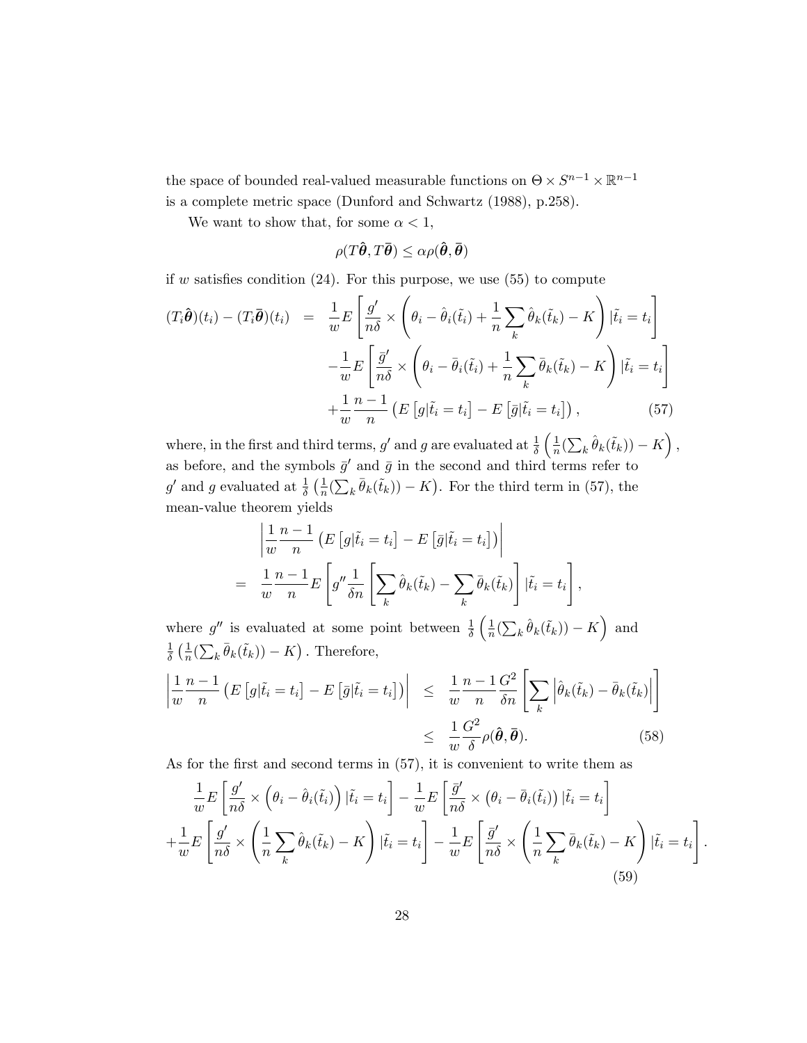the space of bounded real-valued measurable functions on $\Theta \times S^{n-1} \times \mathbb{R}^{n-1}$ is a complete metric space (Dunford and Schwartz (1988), p.258).

We want to show that, for some $\alpha < 1$,

$$\rho(T\hat{\boldsymbol{\theta}}, T\bar{\boldsymbol{\theta}}) \leq \alpha \rho(\hat{\boldsymbol{\theta}}, \bar{\boldsymbol{\theta}})$$

if $w$ satisfies condition (24). For this purpose, we use (55) to compute

$$\begin{aligned}
(T_i\hat{\boldsymbol{\theta}})(t_i) - (T_i\bar{\boldsymbol{\theta}})(t_i) \quad = \quad & \frac{1}{w} E\left[\frac{g'}{n\delta} \times \left(\theta_i - \hat{\theta}_i(\tilde{t}_i) + \frac{1}{n}\sum_k \hat{\theta}_k(\tilde{t}_k) - K\right) | \tilde{t}_i = t_i\right] \\
& - \frac{1}{w} E\left[\frac{\bar{g}'}{n\delta} \times \left(\theta_i - \bar{\theta}_i(\tilde{t}_i) + \frac{1}{n}\sum_k \bar{\theta}_k(\tilde{t}_k) - K\right) | \tilde{t}_i = t_i\right] \\
& + \frac{1}{w}\frac{n-1}{n}\left(E\left[g|\tilde{t}_i = t_i\right] - E\left[\bar{g}|\tilde{t}_i = t_i\right]\right), \qquad (57)
\end{aligned}$$

where, in the first and third terms, $g'$ and $g$ are evaluated at $\frac{1}{\delta}\left(\frac{1}{n}(\sum_k \hat{\theta}_k(\tilde{t}_k)) - K\right)$, as before, and the symbols $\bar{g}'$ and $\bar{g}$ in the second and third terms refer to $g'$ and $g$ evaluated at $\frac{1}{\delta}\left(\frac{1}{n}(\sum_k \bar{\theta}_k(\tilde{t}_k)) - K\right)$. For the third term in (57), the mean-value theorem yields

$$\begin{aligned}
& \left|\frac{1}{w}\frac{n-1}{n}\left(E\left[g|\tilde{t}_i = t_i\right] - E\left[\bar{g}|\tilde{t}_i = t_i\right]\right)\right| \\
= \quad & \frac{1}{w}\frac{n-1}{n} E\left[g''\frac{1}{\delta n}\left[\sum_k \hat{\theta}_k(\tilde{t}_k) - \sum_k \bar{\theta}_k(\tilde{t}_k)\right] | \tilde{t}_i = t_i\right],
\end{aligned}$$

where $g''$ is evaluated at some point between $\frac{1}{\delta}\left(\frac{1}{n}(\sum_k \hat{\theta}_k(\tilde{t}_k)) - K\right)$ and $\frac{1}{\delta}\left(\frac{1}{n}(\sum_k \bar{\theta}_k(\tilde{t}_k)) - K\right)$. Therefore,

$$\begin{aligned}
\left|\frac{1}{w}\frac{n-1}{n}\left(E\left[g|\tilde{t}_i = t_i\right] - E\left[\bar{g}|\tilde{t}_i = t_i\right]\right)\right| \quad \leq \quad & \frac{1}{w}\frac{n-1}{n}\frac{G^2}{\delta n}\left[\sum_k \left|\hat{\theta}_k(\tilde{t}_k) - \bar{\theta}_k(\tilde{t}_k)\right|\right] \\
\leq \quad & \frac{1}{w}\frac{G^2}{\delta}\rho(\hat{\boldsymbol{\theta}}, \bar{\boldsymbol{\theta}}). \qquad (58)
\end{aligned}$$

As for the first and second terms in (57), it is convenient to write them as

$$\begin{aligned}
& \frac{1}{w} E\left[\frac{g'}{n\delta} \times \left(\theta_i - \hat{\theta}_i(\tilde{t}_i)\right) | \tilde{t}_i = t_i\right] - \frac{1}{w} E\left[\frac{\bar{g}'}{n\delta} \times \left(\theta_i - \bar{\theta}_i(\tilde{t}_i)\right) | \tilde{t}_i = t_i\right] \\
& + \frac{1}{w} E\left[\frac{g'}{n\delta} \times \left(\frac{1}{n}\sum_k \hat{\theta}_k(\tilde{t}_k) - K\right) | \tilde{t}_i = t_i\right] - \frac{1}{w} E\left[\frac{\bar{g}'}{n\delta} \times \left(\frac{1}{n}\sum_k \bar{\theta}_k(\tilde{t}_k) - K\right) | \tilde{t}_i = t_i\right].
\end{aligned} \qquad (59)$$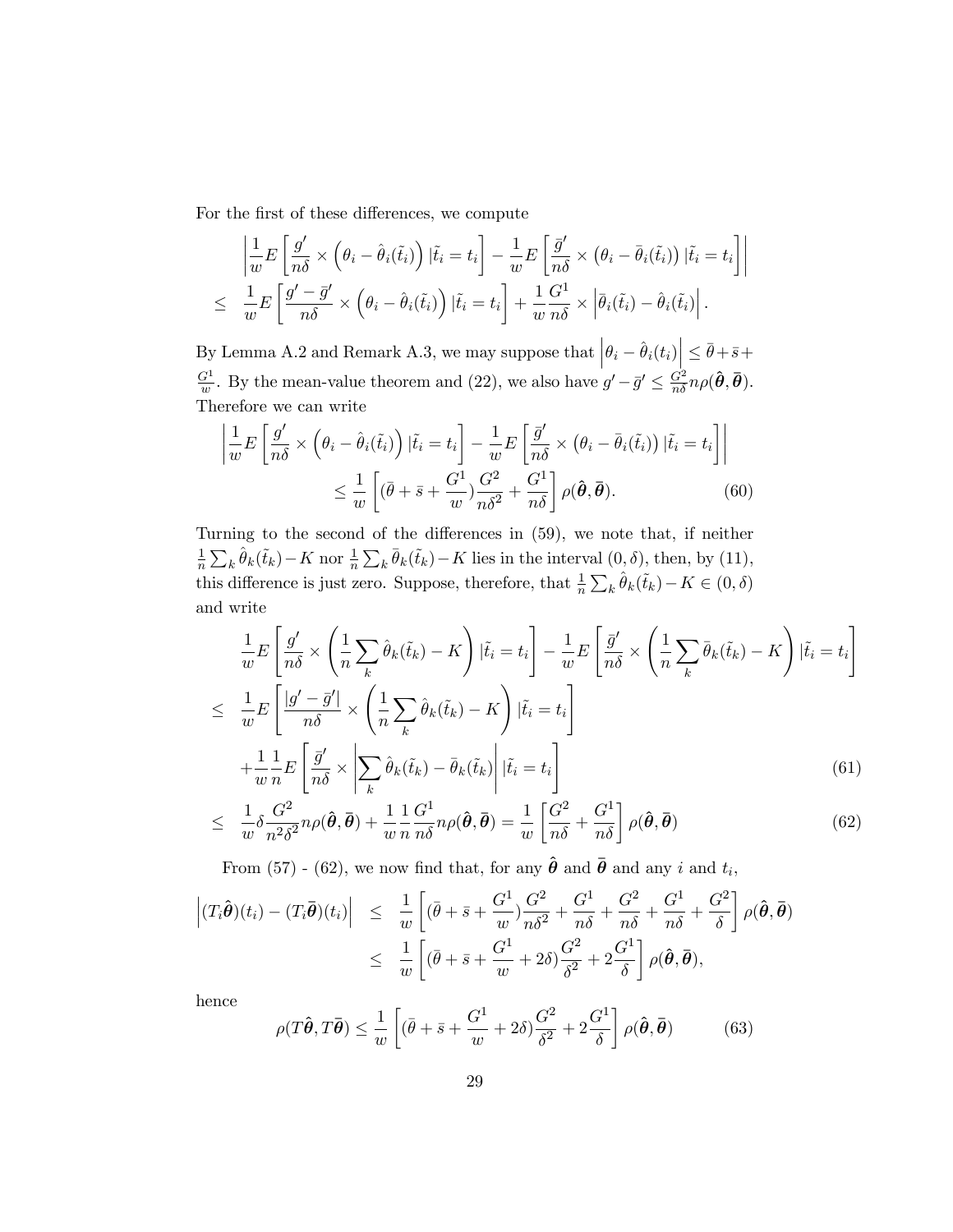For the first of these differences, we compute

$$
\begin{aligned}
&\left| \frac{1}{w} E\left[ \frac{g'}{n\delta} \times \left(\theta_i - \hat{\theta}_i(\tilde{t}_i)\right) | \tilde{t}_i = t_i \right] - \frac{1}{w} E\left[ \frac{\bar{g}'}{n\delta} \times \left(\theta_i - \bar{\theta}_i(\tilde{t}_i)\right) | \tilde{t}_i = t_i \right] \right| \\
\leq\ & \frac{1}{w} E\left[ \frac{g' - \bar{g}'}{n\delta} \times \left(\theta_i - \hat{\theta}_i(\tilde{t}_i)\right) | \tilde{t}_i = t_i \right] + \frac{1}{w} \frac{G^1}{n\delta} \times \left| \bar{\theta}_i(\tilde{t}_i) - \hat{\theta}_i(\tilde{t}_i) \right|.
\end{aligned}
$$

By Lemma A.2 and Remark A.3, we may suppose that $\left|\theta_i - \hat{\theta}_i(t_i)\right| \leq \bar{\theta} + \bar{s} + \frac{G^1}{w}$. By the mean-value theorem and (22), we also have $g' - \bar{g}' \leq \frac{G^2}{n\delta} n \rho(\hat{\boldsymbol{\theta}}, \bar{\boldsymbol{\theta}})$. Therefore we can write

$$
\begin{aligned}
&\left| \frac{1}{w} E\left[ \frac{g'}{n\delta} \times \left(\theta_i - \hat{\theta}_i(\tilde{t}_i)\right) | \tilde{t}_i = t_i \right] - \frac{1}{w} E\left[ \frac{\bar{g}'}{n\delta} \times \left(\theta_i - \bar{\theta}_i(\tilde{t}_i)\right) | \tilde{t}_i = t_i \right] \right| \\
&\qquad \leq \frac{1}{w} \left[ (\bar{\theta} + \bar{s} + \frac{G^1}{w}) \frac{G^2}{n\delta^2} + \frac{G^1}{n\delta} \right] \rho(\hat{\boldsymbol{\theta}}, \bar{\boldsymbol{\theta}}). \qquad (60)
\end{aligned}
$$

Turning to the second of the differences in (59), we note that, if neither $\frac{1}{n}\sum_k \hat{\theta}_k(\tilde{t}_k) - K$ nor $\frac{1}{n}\sum_k \bar{\theta}_k(\tilde{t}_k) - K$ lies in the interval $(0, \delta)$, then, by (11), this difference is just zero. Suppose, therefore, that $\frac{1}{n}\sum_k \hat{\theta}_k(\tilde{t}_k) - K \in (0, \delta)$ and write

$$
\begin{aligned}
& \frac{1}{w} E\left[ \frac{g'}{n\delta} \times \left( \frac{1}{n} \sum_k \hat{\theta}_k(\tilde{t}_k) - K \right) | \tilde{t}_i = t_i \right] - \frac{1}{w} E\left[ \frac{\bar{g}'}{n\delta} \times \left( \frac{1}{n} \sum_k \bar{\theta}_k(\tilde{t}_k) - K \right) | \tilde{t}_i = t_i \right] \\
\leq\ & \frac{1}{w} E\left[ \frac{|g' - \bar{g}'|}{n\delta} \times \left( \frac{1}{n} \sum_k \hat{\theta}_k(\tilde{t}_k) - K \right) | \tilde{t}_i = t_i \right] \\
& + \frac{1}{w} \frac{1}{n} E\left[ \frac{\bar{g}'}{n\delta} \times \left| \sum_k \hat{\theta}_k(\tilde{t}_k) - \bar{\theta}_k(\tilde{t}_k) \right| | \tilde{t}_i = t_i \right] \qquad (61) \\
\leq\ & \frac{1}{w} \delta \frac{G^2}{n^2\delta^2} n \rho(\hat{\boldsymbol{\theta}}, \bar{\boldsymbol{\theta}}) + \frac{1}{w} \frac{1}{n} \frac{G^1}{n\delta} n \rho(\hat{\boldsymbol{\theta}}, \bar{\boldsymbol{\theta}}) = \frac{1}{w} \left[ \frac{G^2}{n\delta} + \frac{G^1}{n\delta} \right] \rho(\hat{\boldsymbol{\theta}}, \bar{\boldsymbol{\theta}}) \qquad (62)
\end{aligned}
$$

From (57) - (62), we now find that, for any $\hat{\boldsymbol{\theta}}$ and $\bar{\boldsymbol{\theta}}$ and any $i$ and $t_i$,

$$
\begin{aligned}
\left| (T_i \hat{\boldsymbol{\theta}})(t_i) - (T_i \bar{\boldsymbol{\theta}})(t_i) \right| &\leq \frac{1}{w} \left[ (\bar{\theta} + \bar{s} + \frac{G^1}{w}) \frac{G^2}{n\delta^2} + \frac{G^1}{n\delta} + \frac{G^2}{n\delta} + \frac{G^1}{n\delta} + \frac{G^2}{\delta} \right] \rho(\hat{\boldsymbol{\theta}}, \bar{\boldsymbol{\theta}}) \\
&\leq \frac{1}{w} \left[ (\bar{\theta} + \bar{s} + \frac{G^1}{w} + 2\delta) \frac{G^2}{\delta^2} + 2 \frac{G^1}{\delta} \right] \rho(\hat{\boldsymbol{\theta}}, \bar{\boldsymbol{\theta}}),
\end{aligned}
$$

hence

$$
\rho(T\hat{\boldsymbol{\theta}}, T\bar{\boldsymbol{\theta}}) \leq \frac{1}{w} \left[ (\bar{\theta} + \bar{s} + \frac{G^1}{w} + 2\delta) \frac{G^2}{\delta^2} + 2 \frac{G^1}{\delta} \right] \rho(\hat{\boldsymbol{\theta}}, \bar{\boldsymbol{\theta}}) \qquad (63)
$$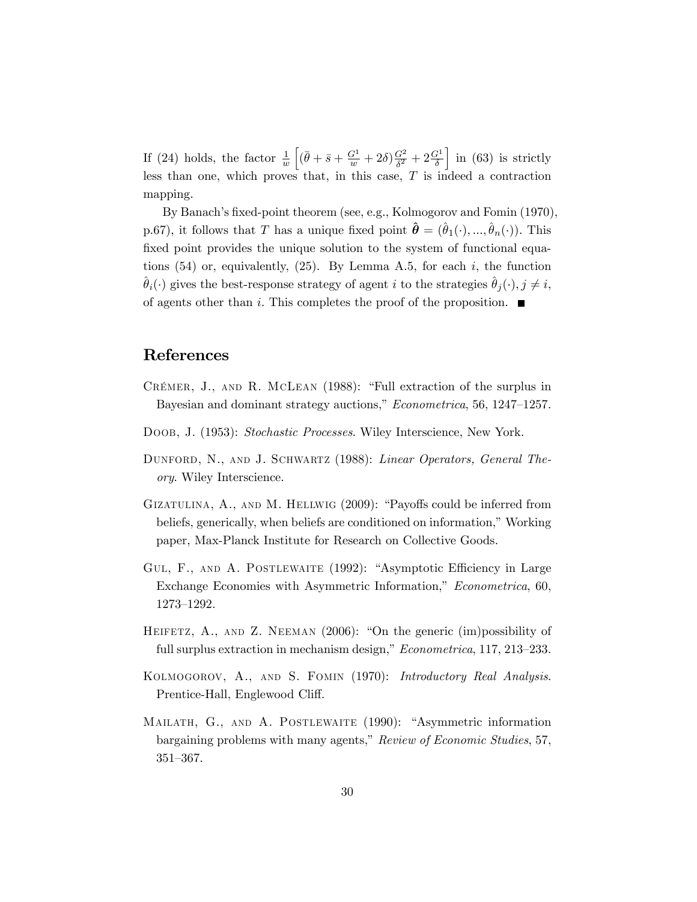If (24) holds, the factor $\frac{1}{w}\left[(\bar{\theta}+\bar{s}+\frac{G^1}{w}+2\delta)\frac{G^2}{\delta^2}+2\frac{G^1}{\delta}\right]$ in (63) is strictly less than one, which proves that, in this case, $T$ is indeed a contraction mapping.

By Banach's fixed-point theorem (see, e.g., Kolmogorov and Fomin (1970), p.67), it follows that $T$ has a unique fixed point $\hat{\boldsymbol{\theta}} = (\hat{\theta}_1(\cdot), ..., \hat{\theta}_n(\cdot))$. This fixed point provides the unique solution to the system of functional equations (54) or, equivalently, (25). By Lemma A.5, for each $i$, the function $\hat{\theta}_i(\cdot)$ gives the best-response strategy of agent $i$ to the strategies $\hat{\theta}_j(\cdot), j \neq i$, of agents other than $i$. This completes the proof of the proposition. ■

# References

Crémer, J., and R. McLean (1988): "Full extraction of the surplus in Bayesian and dominant strategy auctions," *Econometrica*, 56, 1247–1257.

Doob, J. (1953): *Stochastic Processes*. Wiley Interscience, New York.

Dunford, N., and J. Schwartz (1988): *Linear Operators, General Theory*. Wiley Interscience.

Gizatulina, A., and M. Hellwig (2009): "Payoffs could be inferred from beliefs, generically, when beliefs are conditioned on information," Working paper, Max-Planck Institute for Research on Collective Goods.

Gul, F., and A. Postlewaite (1992): "Asymptotic Efficiency in Large Exchange Economies with Asymmetric Information," *Econometrica*, 60, 1273–1292.

Heifetz, A., and Z. Neeman (2006): "On the generic (im)possibility of full surplus extraction in mechanism design," *Econometrica*, 117, 213–233.

Kolmogorov, A., and S. Fomin (1970): *Introductory Real Analysis*. Prentice-Hall, Englewood Cliff.

Mailath, G., and A. Postlewaite (1990): "Asymmetric information bargaining problems with many agents," *Review of Economic Studies*, 57, 351–367.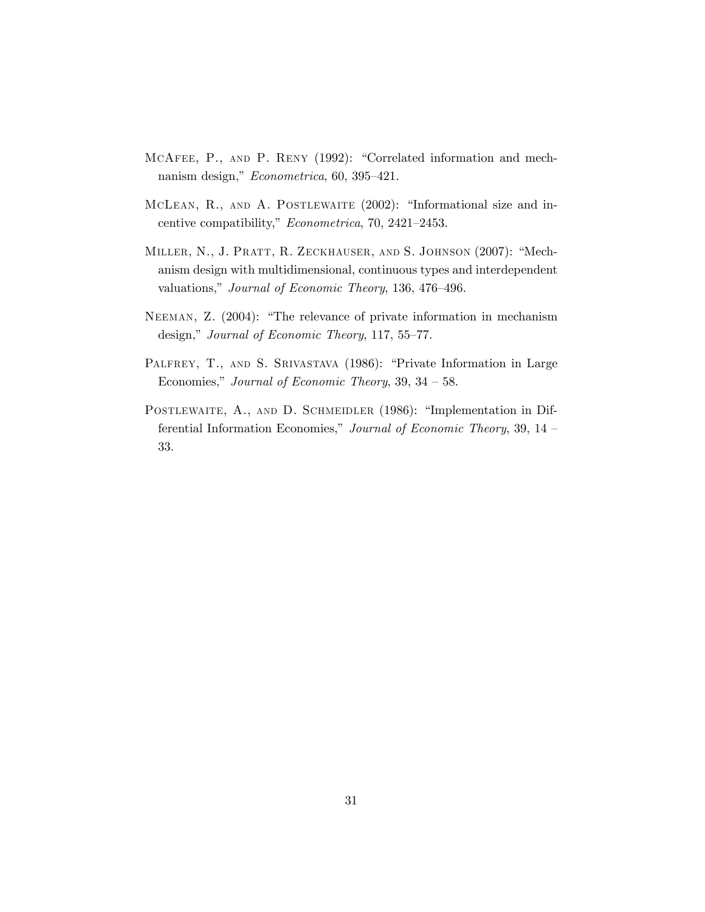McAfee, P., and P. Reny (1992): "Correlated information and mechnanism design," *Econometrica*, 60, 395–421.

McLean, R., and A. Postlewaite (2002): "Informational size and incentive compatibility," *Econometrica*, 70, 2421–2453.

Miller, N., J. Pratt, R. Zeckhauser, and S. Johnson (2007): "Mechanism design with multidimensional, continuous types and interdependent valuations," *Journal of Economic Theory*, 136, 476–496.

Neeman, Z. (2004): "The relevance of private information in mechanism design," *Journal of Economic Theory*, 117, 55–77.

Palfrey, T., and S. Srivastava (1986): "Private Information in Large Economies," *Journal of Economic Theory*, 39, 34 – 58.

Postlewaite, A., and D. Schmeidler (1986): "Implementation in Differential Information Economies," *Journal of Economic Theory*, 39, 14 – 33.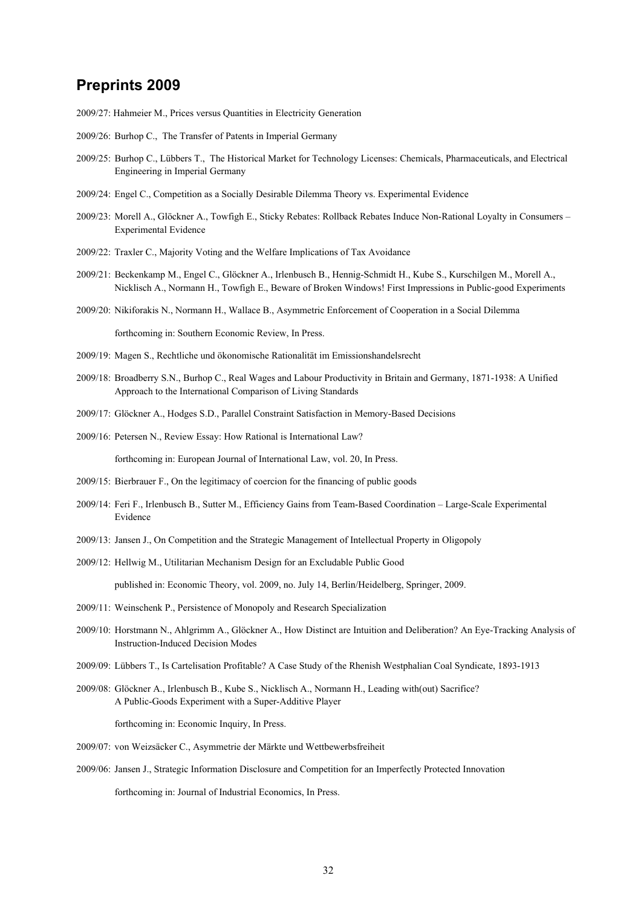# Preprints 2009

2009/27: Hahmeier M., Prices versus Quantities in Electricity Generation

2009/26: Burhop C., The Transfer of Patents in Imperial Germany

2009/25: Burhop C., Lübbers T., The Historical Market for Technology Licenses: Chemicals, Pharmaceuticals, and Electrical Engineering in Imperial Germany

2009/24: Engel C., Competition as a Socially Desirable Dilemma Theory vs. Experimental Evidence

2009/23: Morell A., Glöckner A., Towfigh E., Sticky Rebates: Rollback Rebates Induce Non-Rational Loyalty in Consumers – Experimental Evidence

2009/22: Traxler C., Majority Voting and the Welfare Implications of Tax Avoidance

2009/21: Beckenkamp M., Engel C., Glöckner A., Irlenbusch B., Hennig-Schmidt H., Kube S., Kurschilgen M., Morell A., Nicklisch A., Normann H., Towfigh E., Beware of Broken Windows! First Impressions in Public-good Experiments

2009/20: Nikiforakis N., Normann H., Wallace B., Asymmetric Enforcement of Cooperation in a Social Dilemma

forthcoming in: Southern Economic Review, In Press.

2009/19: Magen S., Rechtliche und ökonomische Rationalität im Emissionshandelsrecht

2009/18: Broadberry S.N., Burhop C., Real Wages and Labour Productivity in Britain and Germany, 1871-1938: A Unified Approach to the International Comparison of Living Standards

2009/17: Glöckner A., Hodges S.D., Parallel Constraint Satisfaction in Memory-Based Decisions

2009/16: Petersen N., Review Essay: How Rational is International Law?

forthcoming in: European Journal of International Law, vol. 20, In Press.

2009/15: Bierbrauer F., On the legitimacy of coercion for the financing of public goods

2009/14: Feri F., Irlenbusch B., Sutter M., Efficiency Gains from Team-Based Coordination – Large-Scale Experimental Evidence

2009/13: Jansen J., On Competition and the Strategic Management of Intellectual Property in Oligopoly

2009/12: Hellwig M., Utilitarian Mechanism Design for an Excludable Public Good

published in: Economic Theory, vol. 2009, no. July 14, Berlin/Heidelberg, Springer, 2009.

2009/11: Weinschenk P., Persistence of Monopoly and Research Specialization

2009/10: Horstmann N., Ahlgrimm A., Glöckner A., How Distinct are Intuition and Deliberation? An Eye-Tracking Analysis of Instruction-Induced Decision Modes

2009/09: Lübbers T., Is Cartelisation Profitable? A Case Study of the Rhenish Westphalian Coal Syndicate, 1893-1913

2009/08: Glöckner A., Irlenbusch B., Kube S., Nicklisch A., Normann H., Leading with(out) Sacrifice? A Public-Goods Experiment with a Super-Additive Player

forthcoming in: Economic Inquiry, In Press.

2009/07: von Weizsäcker C., Asymmetrie der Märkte und Wettbewerbsfreiheit

2009/06: Jansen J., Strategic Information Disclosure and Competition for an Imperfectly Protected Innovation

forthcoming in: Journal of Industrial Economics, In Press.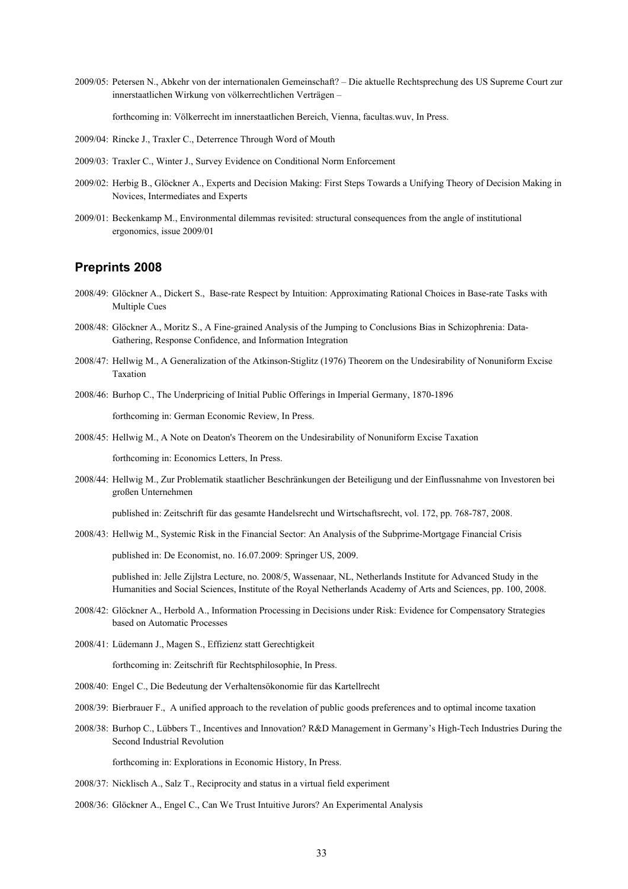2009/05: Petersen N., Abkehr von der internationalen Gemeinschaft? – Die aktuelle Rechtsprechung des US Supreme Court zur innerstaatlichen Wirkung von völkerrechtlichen Verträgen –

forthcoming in: Völkerrecht im innerstaatlichen Bereich, Vienna, facultas.wuv, In Press.

2009/04: Rincke J., Traxler C., Deterrence Through Word of Mouth

2009/03: Traxler C., Winter J., Survey Evidence on Conditional Norm Enforcement

2009/02: Herbig B., Glöckner A., Experts and Decision Making: First Steps Towards a Unifying Theory of Decision Making in Novices, Intermediates and Experts

2009/01: Beckenkamp M., Environmental dilemmas revisited: structural consequences from the angle of institutional ergonomics, issue 2009/01

## Preprints 2008

2008/49: Glöckner A., Dickert S., Base-rate Respect by Intuition: Approximating Rational Choices in Base-rate Tasks with Multiple Cues

2008/48: Glöckner A., Moritz S., A Fine-grained Analysis of the Jumping to Conclusions Bias in Schizophrenia: Data-Gathering, Response Confidence, and Information Integration

2008/47: Hellwig M., A Generalization of the Atkinson-Stiglitz (1976) Theorem on the Undesirability of Nonuniform Excise Taxation

2008/46: Burhop C., The Underpricing of Initial Public Offerings in Imperial Germany, 1870-1896

forthcoming in: German Economic Review, In Press.

2008/45: Hellwig M., A Note on Deaton's Theorem on the Undesirability of Nonuniform Excise Taxation

forthcoming in: Economics Letters, In Press.

2008/44: Hellwig M., Zur Problematik staatlicher Beschränkungen der Beteiligung und der Einflussnahme von Investoren bei großen Unternehmen

published in: Zeitschrift für das gesamte Handelsrecht und Wirtschaftsrecht, vol. 172, pp. 768-787, 2008.

2008/43: Hellwig M., Systemic Risk in the Financial Sector: An Analysis of the Subprime-Mortgage Financial Crisis

published in: De Economist, no. 16.07.2009: Springer US, 2009.

published in: Jelle Zijlstra Lecture, no. 2008/5, Wassenaar, NL, Netherlands Institute for Advanced Study in the Humanities and Social Sciences, Institute of the Royal Netherlands Academy of Arts and Sciences, pp. 100, 2008.

2008/42: Glöckner A., Herbold A., Information Processing in Decisions under Risk: Evidence for Compensatory Strategies based on Automatic Processes

2008/41: Lüdemann J., Magen S., Effizienz statt Gerechtigkeit

forthcoming in: Zeitschrift für Rechtsphilosophie, In Press.

2008/40: Engel C., Die Bedeutung der Verhaltensökonomie für das Kartellrecht

2008/39: Bierbrauer F., A unified approach to the revelation of public goods preferences and to optimal income taxation

2008/38: Burhop C., Lübbers T., Incentives and Innovation? R&D Management in Germany's High-Tech Industries During the Second Industrial Revolution

forthcoming in: Explorations in Economic History, In Press.

2008/37: Nicklisch A., Salz T., Reciprocity and status in a virtual field experiment

2008/36: Glöckner A., Engel C., Can We Trust Intuitive Jurors? An Experimental Analysis